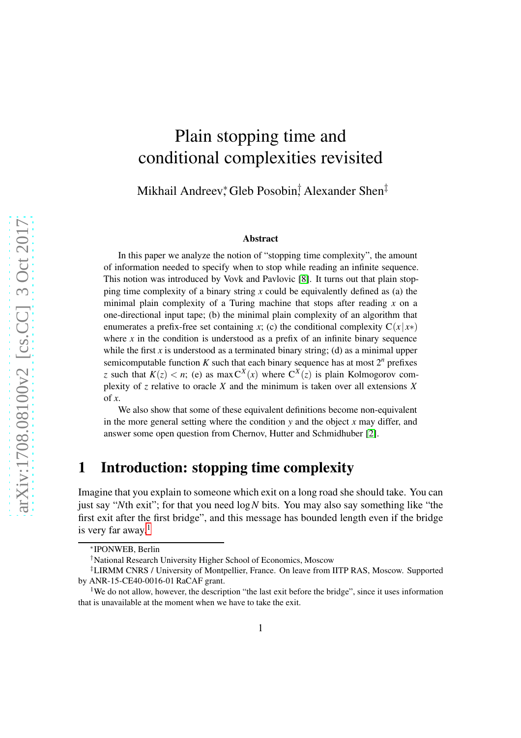# Plain stopping time and conditional complexities revisited

Mikhail Andreev[*], Gleb Posobin[†], Alexander Shen[‡]

### Abstract

In this paper we analyze the notion of "stopping time complexity", the amount of information needed to specify when to stop while reading an infinite sequence. This notion was introduced by Vovk and Pavlovic [8]. It turns out that plain stopping time complexity of a binary string $x$ could be equivalently defined as (a) the minimal plain complexity of a Turing machine that stops after reading $x$ on a one-directional input tape; (b) the minimal plain complexity of an algorithm that enumerates a prefix-free set containing $x$; (c) the conditional complexity $\mathrm{C}(x \,|\, x*)$ where $x$ in the condition is understood as a prefix of an infinite binary sequence while the first $x$ is understood as a terminated binary string; (d) as a minimal upper semicomputable function $K$ such that each binary sequence has at most $2^n$ prefixes $z$ such that $K(z) < n$; (e) as $\max \mathrm{C}^X(x)$ where $\mathrm{C}^X(z)$ is plain Kolmogorov complexity of $z$ relative to oracle $X$ and the minimum is taken over all extensions $X$ of $x$.

We also show that some of these equivalent definitions become non-equivalent in the more general setting where the condition $y$ and the object $x$ may differ, and answer some open question from Chernov, Hutter and Schmidhuber [2].

## 1 Introduction: stopping time complexity

Imagine that you explain to someone which exit on a long road she should take. You can just say "$N$th exit"; for that you need $\log N$ bits. You may also say something like "the first exit after the first bridge", and this message has bounded length even if the bridge is very far away.[1]

---

[*] IPONWEB, Berlin

[†] National Research University Higher School of Economics, Moscow

[‡] LIRMM CNRS / University of Montpellier, France. On leave from IITP RAS, Moscow. Supported by ANR-15-CE40-0016-01 RaCAF grant.

[1] We do not allow, however, the description "the last exit before the bridge", since it uses information that is unavailable at the moment when we have to take the exit.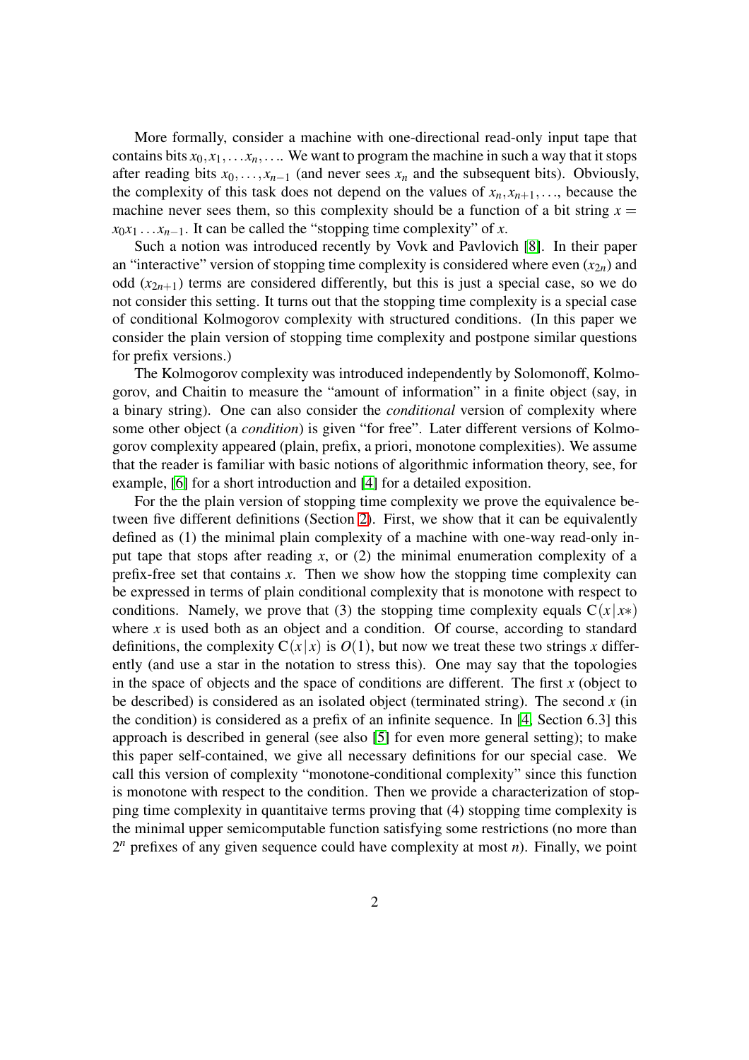More formally, consider a machine with one-directional read-only input tape that contains bits $x_0, x_1, \ldots x_n, \ldots$. We want to program the machine in such a way that it stops after reading bits $x_0, \ldots, x_{n-1}$ (and never sees $x_n$ and the subsequent bits). Obviously, the complexity of this task does not depend on the values of $x_n, x_{n+1}, \ldots$, because the machine never sees them, so this complexity should be a function of a bit string $x = x_0 x_1 \ldots x_{n-1}$. It can be called the "stopping time complexity" of $x$.

Such a notion was introduced recently by Vovk and Pavlovich [8]. In their paper an "interactive" version of stopping time complexity is considered where even $(x_{2n})$ and odd $(x_{2n+1})$ terms are considered differently, but this is just a special case, so we do not consider this setting. It turns out that the stopping time complexity is a special case of conditional Kolmogorov complexity with structured conditions. (In this paper we consider the plain version of stopping time complexity and postpone similar questions for prefix versions.)

The Kolmogorov complexity was introduced independently by Solomonoff, Kolmogorov, and Chaitin to measure the "amount of information" in a finite object (say, in a binary string). One can also consider the *conditional* version of complexity where some other object (a *condition*) is given "for free". Later different versions of Kolmogorov complexity appeared (plain, prefix, a priori, monotone complexities). We assume that the reader is familiar with basic notions of algorithmic information theory, see, for example, [6] for a short introduction and [4] for a detailed exposition.

For the the plain version of stopping time complexity we prove the equivalence between five different definitions (Section 2). First, we show that it can be equivalently defined as (1) the minimal plain complexity of a machine with one-way read-only input tape that stops after reading $x$, or (2) the minimal enumeration complexity of a prefix-free set that contains $x$. Then we show how the stopping time complexity can be expressed in terms of plain conditional complexity that is monotone with respect to conditions. Namely, we prove that (3) the stopping time complexity equals $\mathrm{C}(x\,|\,x*)$ where $x$ is used both as an object and a condition. Of course, according to standard definitions, the complexity $\mathrm{C}(x\,|\,x)$ is $O(1)$, but now we treat these two strings $x$ differently (and use a star in the notation to stress this). One may say that the topologies in the space of objects and the space of conditions are different. The first $x$ (object to be described) is considered as an isolated object (terminated string). The second $x$ (in the condition) is considered as a prefix of an infinite sequence. In [4, Section 6.3] this approach is described in general (see also [5] for even more general setting); to make this paper self-contained, we give all necessary definitions for our special case. We call this version of complexity "monotone-conditional complexity" since this function is monotone with respect to the condition. Then we provide a characterization of stopping time complexity in quantitaive terms proving that (4) stopping time complexity is the minimal upper semicomputable function satisfying some restrictions (no more than $2^n$ prefixes of any given sequence could have complexity at most $n$). Finally, we point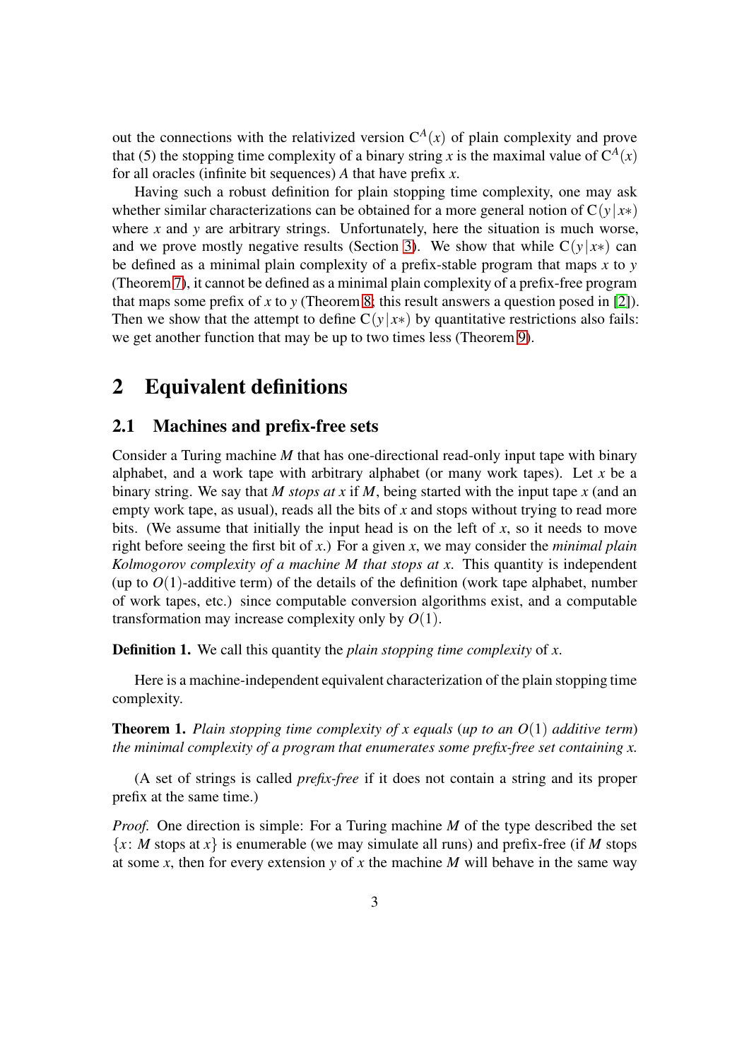out the connections with the relativized version $C^A(x)$ of plain complexity and prove that (5) the stopping time complexity of a binary string $x$ is the maximal value of $C^A(x)$ for all oracles (infinite bit sequences) $A$ that have prefix $x$.

Having such a robust definition for plain stopping time complexity, one may ask whether similar characterizations can be obtained for a more general notion of $C(y\,|\,x*)$ where $x$ and $y$ are arbitrary strings. Unfortunately, here the situation is much worse, and we prove mostly negative results (Section 3). We show that while $C(y\,|\,x*)$ can be defined as a minimal plain complexity of a prefix-stable program that maps $x$ to $y$ (Theorem 7), it cannot be defined as a minimal plain complexity of a prefix-free program that maps some prefix of $x$ to $y$ (Theorem 8; this result answers a question posed in [2]). Then we show that the attempt to define $C(y\,|\,x*)$ by quantitative restrictions also fails: we get another function that may be up to two times less (Theorem 9).

# 2 Equivalent definitions

## 2.1 Machines and prefix-free sets

Consider a Turing machine $M$ that has one-directional read-only input tape with binary alphabet, and a work tape with arbitrary alphabet (or many work tapes). Let $x$ be a binary string. We say that $M$ *stops at* $x$ if $M$, being started with the input tape $x$ (and an empty work tape, as usual), reads all the bits of $x$ and stops without trying to read more bits. (We assume that initially the input head is on the left of $x$, so it needs to move right before seeing the first bit of $x$.) For a given $x$, we may consider the *minimal plain Kolmogorov complexity of a machine $M$ that stops at $x$*. This quantity is independent (up to $O(1)$-additive term) of the details of the definition (work tape alphabet, number of work tapes, etc.) since computable conversion algorithms exist, and a computable transformation may increase complexity only by $O(1)$.

**Definition 1.** We call this quantity the *plain stopping time complexity* of $x$.

Here is a machine-independent equivalent characterization of the plain stopping time complexity.

**Theorem 1.** *Plain stopping time complexity of $x$ equals* (*up to an $O(1)$ additive term*) *the minimal complexity of a program that enumerates some prefix-free set containing $x$.*

(A set of strings is called *prefix-free* if it does not contain a string and its proper prefix at the same time.)

*Proof.* One direction is simple: For a Turing machine $M$ of the type described the set $\{x\colon M \text{ stops at } x\}$ is enumerable (we may simulate all runs) and prefix-free (if $M$ stops at some $x$, then for every extension $y$ of $x$ the machine $M$ will behave in the same way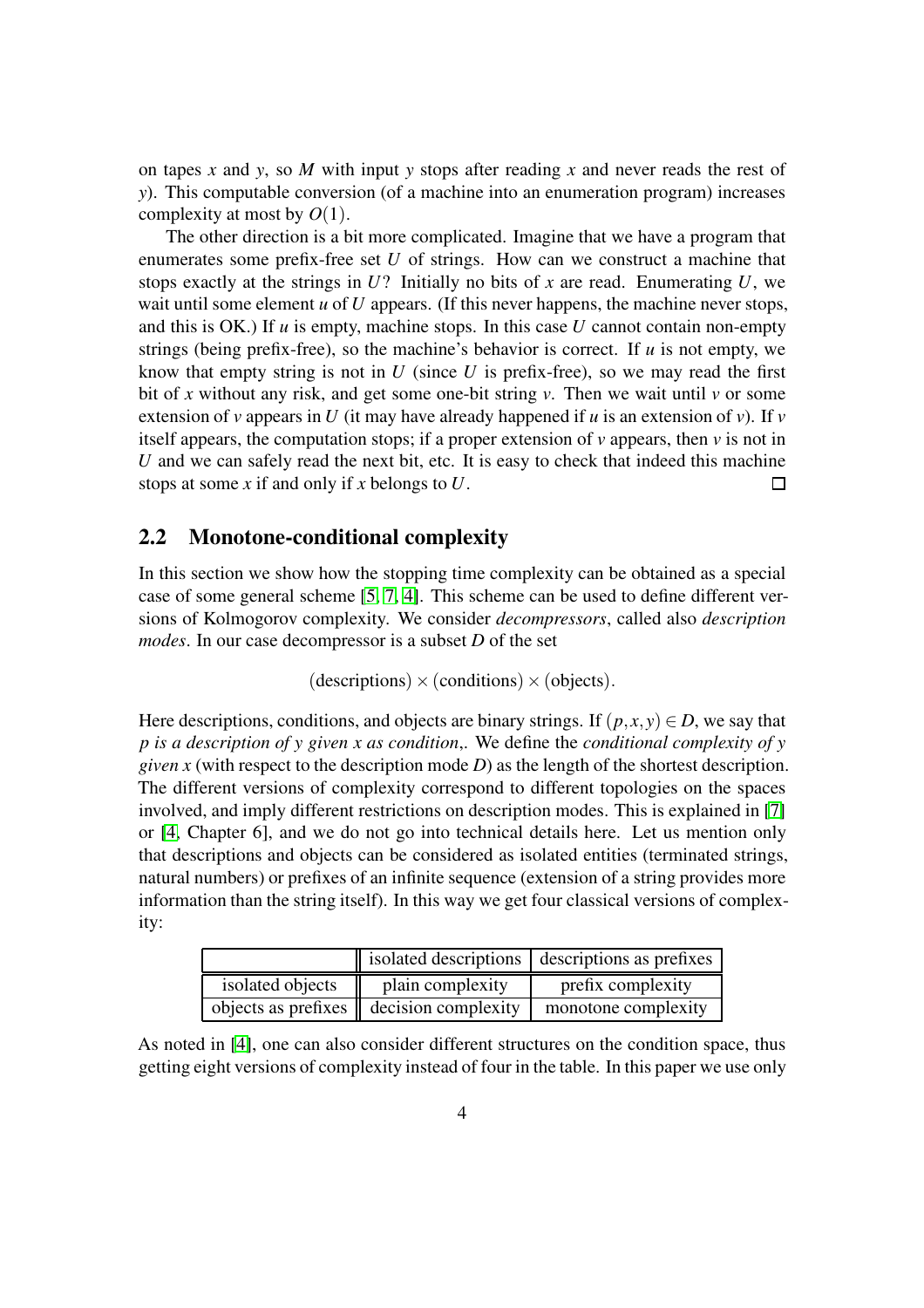on tapes $x$ and $y$, so $M$ with input $y$ stops after reading $x$ and never reads the rest of $y$). This computable conversion (of a machine into an enumeration program) increases complexity at most by $O(1)$.

The other direction is a bit more complicated. Imagine that we have a program that enumerates some prefix-free set $U$ of strings. How can we construct a machine that stops exactly at the strings in $U$? Initially no bits of $x$ are read. Enumerating $U$, we wait until some element $u$ of $U$ appears. (If this never happens, the machine never stops, and this is OK.) If $u$ is empty, machine stops. In this case $U$ cannot contain non-empty strings (being prefix-free), so the machine's behavior is correct. If $u$ is not empty, we know that empty string is not in $U$ (since $U$ is prefix-free), so we may read the first bit of $x$ without any risk, and get some one-bit string $v$. Then we wait until $v$ or some extension of $v$ appears in $U$ (it may have already happened if $u$ is an extension of $v$). If $v$ itself appears, the computation stops; if a proper extension of $v$ appears, then $v$ is not in $U$ and we can safely read the next bit, etc. It is easy to check that indeed this machine stops at some $x$ if and only if $x$ belongs to $U$. □

## 2.2 Monotone-conditional complexity

In this section we show how the stopping time complexity can be obtained as a special case of some general scheme [5, 7, 4]. This scheme can be used to define different versions of Kolmogorov complexity. We consider *decompressors*, called also *description modes*. In our case decompressor is a subset $D$ of the set

$$(\text{descriptions}) \times (\text{conditions}) \times (\text{objects}).$$

Here descriptions, conditions, and objects are binary strings. If $(p,x,y) \in D$, we say that *$p$ is a description of $y$ given $x$ as condition*,. We define the *conditional complexity of $y$ given $x$* (with respect to the description mode $D$) as the length of the shortest description. The different versions of complexity correspond to different topologies on the spaces involved, and imply different restrictions on description modes. This is explained in [7] or [4, Chapter 6], and we do not go into technical details here. Let us mention only that descriptions and objects can be considered as isolated entities (terminated strings, natural numbers) or prefixes of an infinite sequence (extension of a string provides more information than the string itself). In this way we get four classical versions of complexity:

| | isolated descriptions | descriptions as prefixes |
|---|---|---|
| isolated objects | plain complexity | prefix complexity |
| objects as prefixes | decision complexity | monotone complexity |

As noted in [4], one can also consider different structures on the condition space, thus getting eight versions of complexity instead of four in the table. In this paper we use only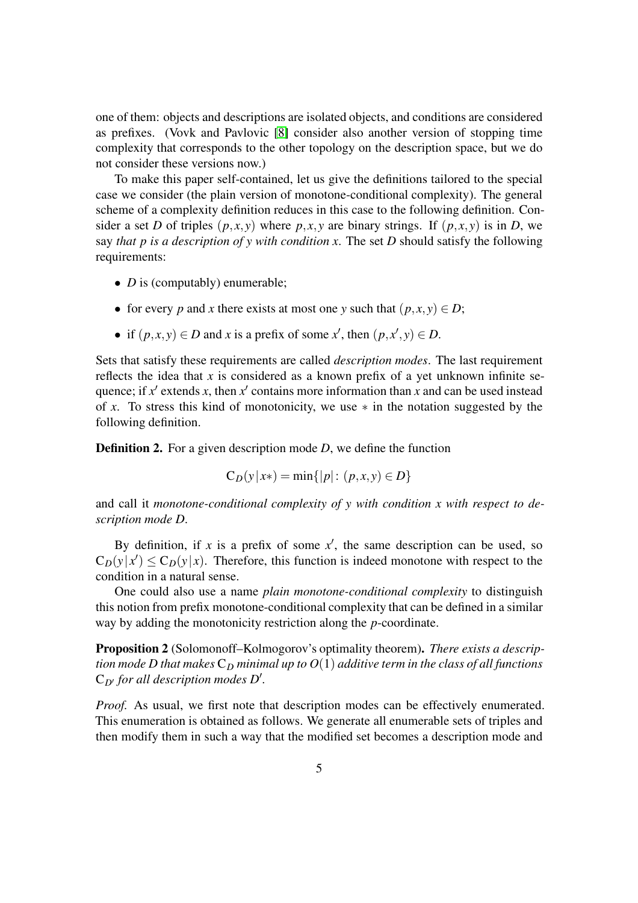one of them: objects and descriptions are isolated objects, and conditions are considered as prefixes. (Vovk and Pavlovic [8] consider also another version of stopping time complexity that corresponds to the other topology on the description space, but we do not consider these versions now.)

To make this paper self-contained, let us give the definitions tailored to the special case we consider (the plain version of monotone-conditional complexity). The general scheme of a complexity definition reduces in this case to the following definition. Consider a set $D$ of triples $(p,x,y)$ where $p,x,y$ are binary strings. If $(p,x,y)$ is in $D$, we say *that $p$ is a description of $y$ with condition $x$*. The set $D$ should satisfy the following requirements:

- $D$ is (computably) enumerable;
- for every $p$ and $x$ there exists at most one $y$ such that $(p,x,y) \in D$;
- if $(p,x,y) \in D$ and $x$ is a prefix of some $x'$, then $(p,x',y) \in D$.

Sets that satisfy these requirements are called *description modes*. The last requirement reflects the idea that $x$ is considered as a known prefix of a yet unknown infinite sequence; if $x'$ extends $x$, then $x'$ contains more information than $x$ and can be used instead of $x$. To stress this kind of monotonicity, we use $*$ in the notation suggested by the following definition.

**Definition 2.** For a given description mode $D$, we define the function

$$\mathrm{C}_D(y\,|\,x*) = \min\{|p| \colon (p,x,y) \in D\}$$

and call it *monotone-conditional complexity of $y$ with condition $x$ with respect to description mode $D$*.

By definition, if $x$ is a prefix of some $x'$, the same description can be used, so $\mathrm{C}_D(y\,|\,x') \leq \mathrm{C}_D(y\,|\,x)$. Therefore, this function is indeed monotone with respect to the condition in a natural sense.

One could also use a name *plain monotone-conditional complexity* to distinguish this notion from prefix monotone-conditional complexity that can be defined in a similar way by adding the monotonicity restriction along the $p$-coordinate.

**Proposition 2** (Solomonoff–Kolmogorov's optimality theorem)**.** *There exists a description mode $D$ that makes $\mathrm{C}_D$ minimal up to $O(1)$ additive term in the class of all functions $\mathrm{C}_{D'}$ for all description modes $D'$.*

*Proof.* As usual, we first note that description modes can be effectively enumerated. This enumeration is obtained as follows. We generate all enumerable sets of triples and then modify them in such a way that the modified set becomes a description mode and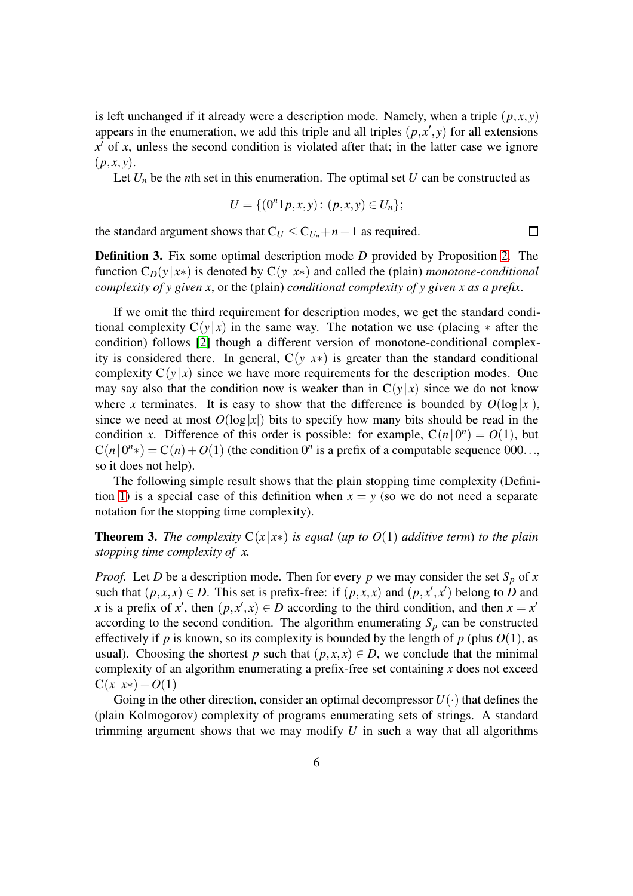is left unchanged if it already were a description mode. Namely, when a triple $(p,x,y)$ appears in the enumeration, we add this triple and all triples $(p,x',y)$ for all extensions $x'$ of $x$, unless the second condition is violated after that; in the latter case we ignore $(p,x,y)$.

Let $U_n$ be the $n$th set in this enumeration. The optimal set $U$ can be constructed as

$$U = \{(0^n 1p,x,y)\colon (p,x,y) \in U_n\};$$

the standard argument shows that $\mathrm{C}_U \leq \mathrm{C}_{U_n}+n+1$ as required. □

**Definition 3.** Fix some optimal description mode $D$ provided by Proposition 2. The function $\mathrm{C}_D(y\,|\,x*)$ is denoted by $\mathrm{C}(y\,|\,x*)$ and called the (plain) *monotone-conditional complexity of $y$ given $x$*, or the (plain) *conditional complexity of $y$ given $x$ as a prefix*.

If we omit the third requirement for description modes, we get the standard conditional complexity $\mathrm{C}(y\,|\,x)$ in the same way. The notation we use (placing $*$ after the condition) follows [2] though a different version of monotone-conditional complexity is considered there. In general, $\mathrm{C}(y\,|\,x*)$ is greater than the standard conditional complexity $\mathrm{C}(y\,|\,x)$ since we have more requirements for the description modes. One may say also that the condition now is weaker than in $\mathrm{C}(y\,|\,x)$ since we do not know where $x$ terminates. It is easy to show that the difference is bounded by $O(\log|x|)$, since we need at most $O(\log|x|)$ bits to specify how many bits should be read in the condition $x$. Difference of this order is possible: for example, $\mathrm{C}(n\,|\,0^n) = O(1)$, but $\mathrm{C}(n\,|\,0^n*) = \mathrm{C}(n)+O(1)$ (the condition $0^n$ is a prefix of a computable sequence $000\ldots$, so it does not help).

The following simple result shows that the plain stopping time complexity (Definition 1) is a special case of this definition when $x = y$ (so we do not need a separate notation for the stopping time complexity).

**Theorem 3.** *The complexity $\mathrm{C}(x\,|\,x*)$ is equal (up to $O(1)$ additive term) to the plain stopping time complexity of $x$.*

*Proof.* Let $D$ be a description mode. Then for every $p$ we may consider the set $S_p$ of $x$ such that $(p,x,x) \in D$. This set is prefix-free: if $(p,x,x)$ and $(p,x',x')$ belong to $D$ and $x$ is a prefix of $x'$, then $(p,x',x) \in D$ according to the third condition, and then $x = x'$ according to the second condition. The algorithm enumerating $S_p$ can be constructed effectively if $p$ is known, so its complexity is bounded by the length of $p$ (plus $O(1)$, as usual). Choosing the shortest $p$ such that $(p,x,x) \in D$, we conclude that the minimal complexity of an algorithm enumerating a prefix-free set containing $x$ does not exceed $\mathrm{C}(x\,|\,x*)+O(1)$

Going in the other direction, consider an optimal decompressor $U(\cdot)$ that defines the (plain Kolmogorov) complexity of programs enumerating sets of strings. A standard trimming argument shows that we may modify $U$ in such a way that all algorithms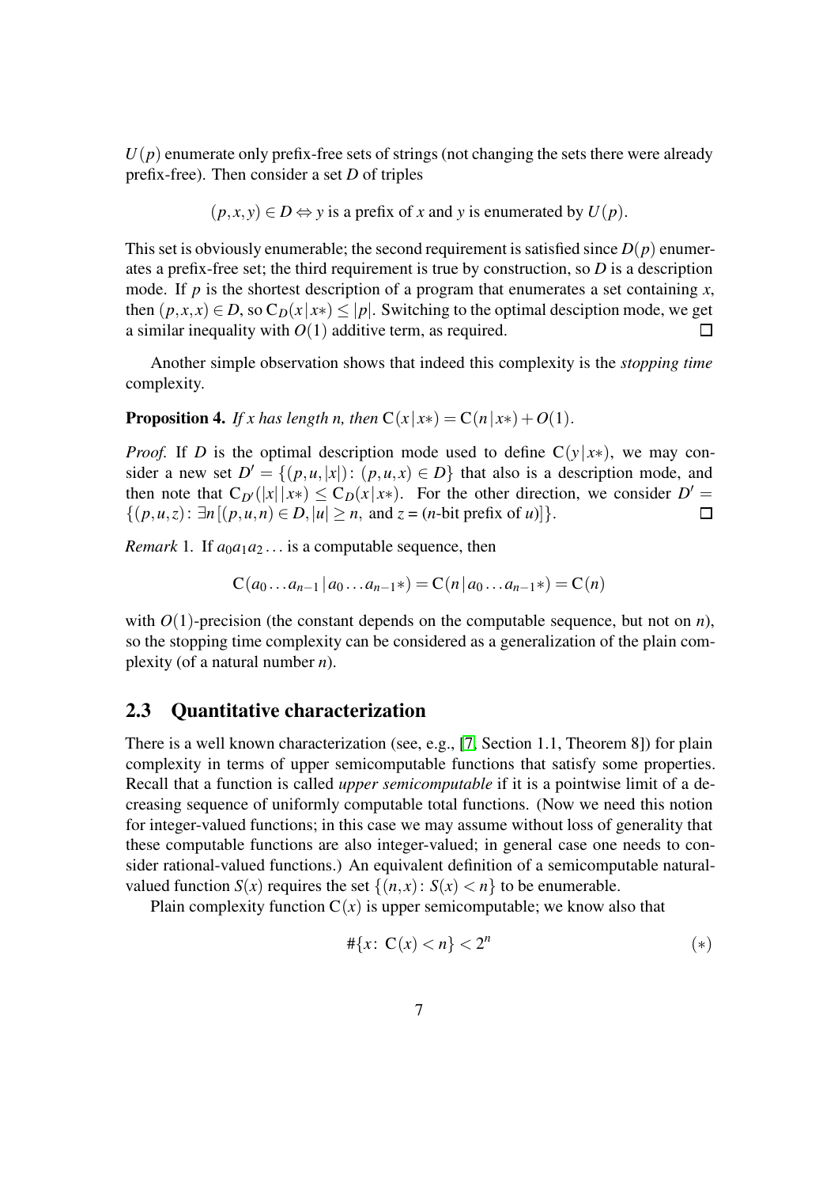$U(p)$ enumerate only prefix-free sets of strings (not changing the sets there were already prefix-free). Then consider a set $D$ of triples

$$(p,x,y) \in D \Leftrightarrow y \text{ is a prefix of } x \text{ and } y \text{ is enumerated by } U(p).$$

This set is obviously enumerable; the second requirement is satisfied since $D(p)$ enumerates a prefix-free set; the third requirement is true by construction, so $D$ is a description mode. If $p$ is the shortest description of a program that enumerates a set containing $x$, then $(p,x,x) \in D$, so $\mathrm{C}_D(x \,|\, x*) \leq |p|$. Switching to the optimal desciption mode, we get a similar inequality with $O(1)$ additive term, as required. □

Another simple observation shows that indeed this complexity is the *stopping time* complexity.

**Proposition 4.** *If $x$ has length $n$, then $\mathrm{C}(x \,|\, x*) = \mathrm{C}(n \,|\, x*) + O(1)$.*

*Proof.* If $D$ is the optimal description mode used to define $\mathrm{C}(y \,|\, x*)$, we may consider a new set $D' = \{(p,u,|x|) \colon (p,u,x) \in D\}$ that also is a description mode, and then note that $\mathrm{C}_{D'}(|x| \,|\, x*) \leq \mathrm{C}_D(x \,|\, x*)$. For the other direction, we consider $D' = \{(p,u,z) \colon \exists n\,[(p,u,n) \in D, |u| \geq n, \text{ and } z = (n\text{-bit prefix of } u)]\}$. □

*Remark* 1. If $a_0a_1a_2\ldots$ is a computable sequence, then

$$\mathrm{C}(a_0\ldots a_{n-1} \,|\, a_0\ldots a_{n-1}*) = \mathrm{C}(n \,|\, a_0\ldots a_{n-1}*) = \mathrm{C}(n)$$

with $O(1)$-precision (the constant depends on the computable sequence, but not on $n$), so the stopping time complexity can be considered as a generalization of the plain complexity (of a natural number $n$).

## 2.3 Quantitative characterization

There is a well known characterization (see, e.g., [7, Section 1.1, Theorem 8]) for plain complexity in terms of upper semicomputable functions that satisfy some properties. Recall that a function is called *upper semicomputable* if it is a pointwise limit of a decreasing sequence of uniformly computable total functions. (Now we need this notion for integer-valued functions; in this case we may assume without loss of generality that these computable functions are also integer-valued; in general case one needs to consider rational-valued functions.) An equivalent definition of a semicomputable natural-valued function $S(x)$ requires the set $\{(n,x) \colon S(x) < n\}$ to be enumerable.

Plain complexity function $\mathrm{C}(x)$ is upper semicomputable; we know also that

$$\#\{x \colon \mathrm{C}(x) < n\} < 2^n \qquad (*)$$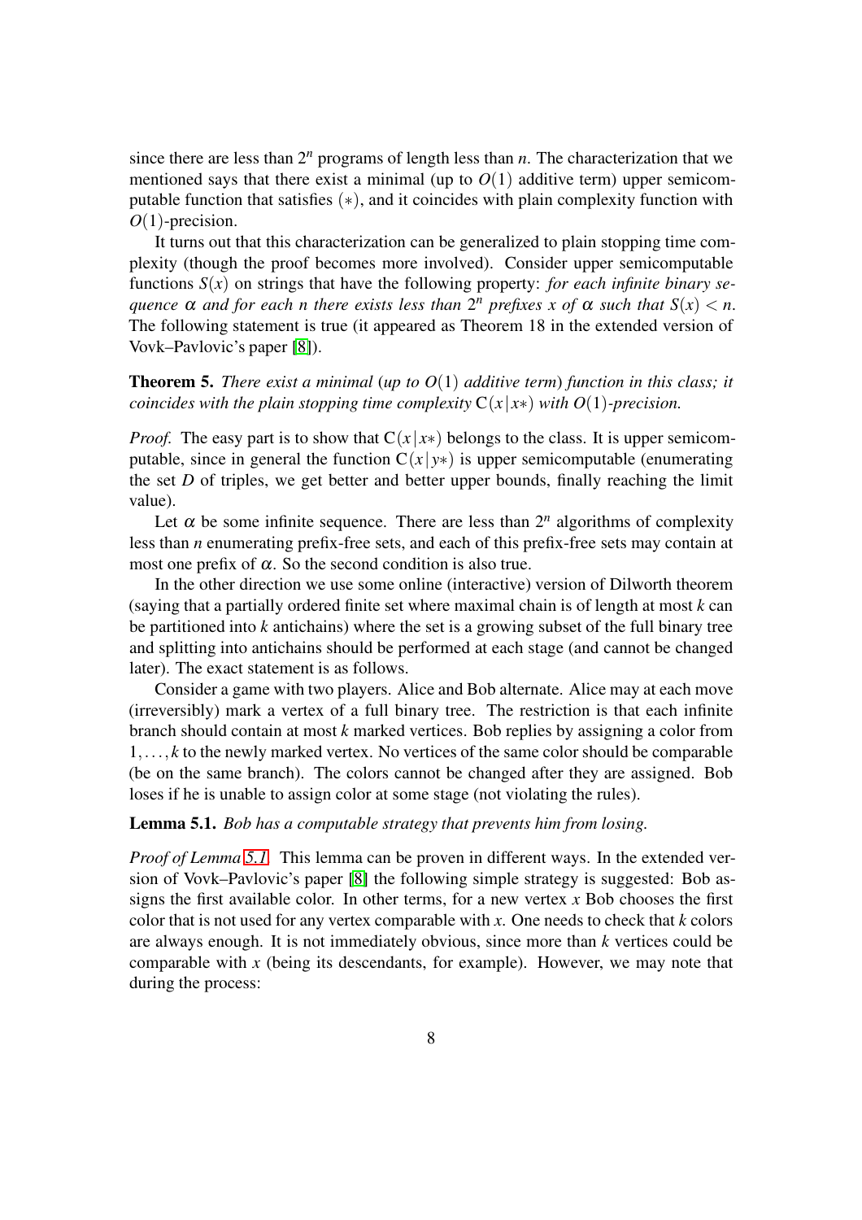since there are less than $2^n$ programs of length less than $n$. The characterization that we mentioned says that there exist a minimal (up to $O(1)$ additive term) upper semicomputable function that satisfies $(*)$, and it coincides with plain complexity function with $O(1)$-precision.

It turns out that this characterization can be generalized to plain stopping time complexity (though the proof becomes more involved). Consider upper semicomputable functions $S(x)$ on strings that have the following property: *for each infinite binary sequence $\alpha$ and for each $n$ there exists less than $2^n$ prefixes $x$ of $\alpha$ such that $S(x) < n$.* The following statement is true (it appeared as Theorem 18 in the extended version of Vovk–Pavlovic's paper [8]).

**Theorem 5.** *There exist a minimal (up to $O(1)$ additive term) function in this class; it coincides with the plain stopping time complexity $\mathrm{C}(x\,|\,x*)$ with $O(1)$-precision.*

*Proof.* The easy part is to show that $\mathrm{C}(x\,|\,x*)$ belongs to the class. It is upper semicomputable, since in general the function $\mathrm{C}(x\,|\,y*)$ is upper semicomputable (enumerating the set $D$ of triples, we get better and better upper bounds, finally reaching the limit value).

Let $\alpha$ be some infinite sequence. There are less than $2^n$ algorithms of complexity less than $n$ enumerating prefix-free sets, and each of this prefix-free sets may contain at most one prefix of $\alpha$. So the second condition is also true.

In the other direction we use some online (interactive) version of Dilworth theorem (saying that a partially ordered finite set where maximal chain is of length at most $k$ can be partitioned into $k$ antichains) where the set is a growing subset of the full binary tree and splitting into antichains should be performed at each stage (and cannot be changed later). The exact statement is as follows.

Consider a game with two players. Alice and Bob alternate. Alice may at each move (irreversibly) mark a vertex of a full binary tree. The restriction is that each infinite branch should contain at most $k$ marked vertices. Bob replies by assigning a color from $1,\ldots,k$ to the newly marked vertex. No vertices of the same color should be comparable (be on the same branch). The colors cannot be changed after they are assigned. Bob loses if he is unable to assign color at some stage (not violating the rules).

**Lemma 5.1.** *Bob has a computable strategy that prevents him from losing.*

*Proof of Lemma 5.1.* This lemma can be proven in different ways. In the extended version of Vovk–Pavlovic's paper [8] the following simple strategy is suggested: Bob assigns the first available color. In other terms, for a new vertex $x$ Bob chooses the first color that is not used for any vertex comparable with $x$. One needs to check that $k$ colors are always enough. It is not immediately obvious, since more than $k$ vertices could be comparable with $x$ (being its descendants, for example). However, we may note that during the process: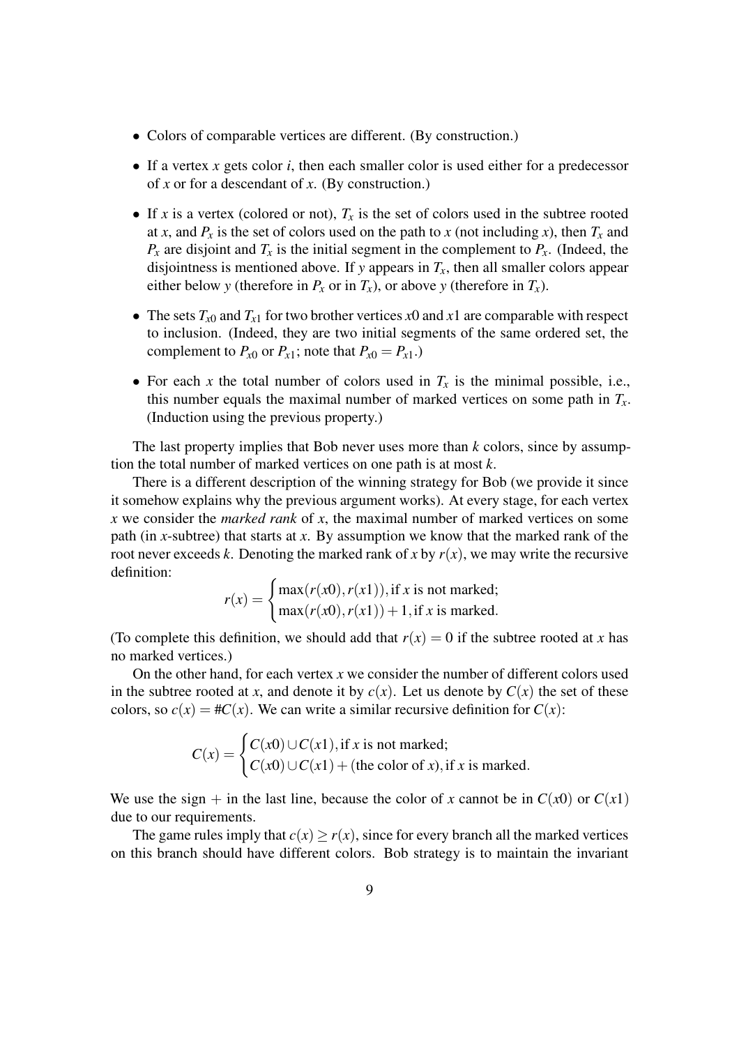- Colors of comparable vertices are different. (By construction.)
- If a vertex $x$ gets color $i$, then each smaller color is used either for a predecessor of $x$ or for a descendant of $x$. (By construction.)
- If $x$ is a vertex (colored or not), $T_x$ is the set of colors used in the subtree rooted at $x$, and $P_x$ is the set of colors used on the path to $x$ (not including $x$), then $T_x$ and $P_x$ are disjoint and $T_x$ is the initial segment in the complement to $P_x$. (Indeed, the disjointness is mentioned above. If $y$ appears in $T_x$, then all smaller colors appear either below $y$ (therefore in $P_x$ or in $T_x$), or above $y$ (therefore in $T_x$).
- The sets $T_{x0}$ and $T_{x1}$ for two brother vertices $x0$ and $x1$ are comparable with respect to inclusion. (Indeed, they are two initial segments of the same ordered set, the complement to $P_{x0}$ or $P_{x1}$; note that $P_{x0} = P_{x1}$.)
- For each $x$ the total number of colors used in $T_x$ is the minimal possible, i.e., this number equals the maximal number of marked vertices on some path in $T_x$. (Induction using the previous property.)

The last property implies that Bob never uses more than $k$ colors, since by assumption the total number of marked vertices on one path is at most $k$.

There is a different description of the winning strategy for Bob (we provide it since it somehow explains why the previous argument works). At every stage, for each vertex $x$ we consider the *marked rank* of $x$, the maximal number of marked vertices on some path (in $x$-subtree) that starts at $x$. By assumption we know that the marked rank of the root never exceeds $k$. Denoting the marked rank of $x$ by $r(x)$, we may write the recursive definition:

$$r(x) = \begin{cases} \max(r(x0), r(x1)), \text{if } x \text{ is not marked;} \\ \max(r(x0), r(x1)) + 1, \text{if } x \text{ is marked.} \end{cases}$$

(To complete this definition, we should add that $r(x) = 0$ if the subtree rooted at $x$ has no marked vertices.)

On the other hand, for each vertex $x$ we consider the number of different colors used in the subtree rooted at $x$, and denote it by $c(x)$. Let us denote by $C(x)$ the set of these colors, so $c(x) = \#C(x)$. We can write a similar recursive definition for $C(x)$:

$$C(x) = \begin{cases} C(x0) \cup C(x1), \text{if } x \text{ is not marked;} \\ C(x0) \cup C(x1) + (\text{the color of } x), \text{if } x \text{ is marked.} \end{cases}$$

We use the sign $+$ in the last line, because the color of $x$ cannot be in $C(x0)$ or $C(x1)$ due to our requirements.

The game rules imply that $c(x) \geq r(x)$, since for every branch all the marked vertices on this branch should have different colors. Bob strategy is to maintain the invariant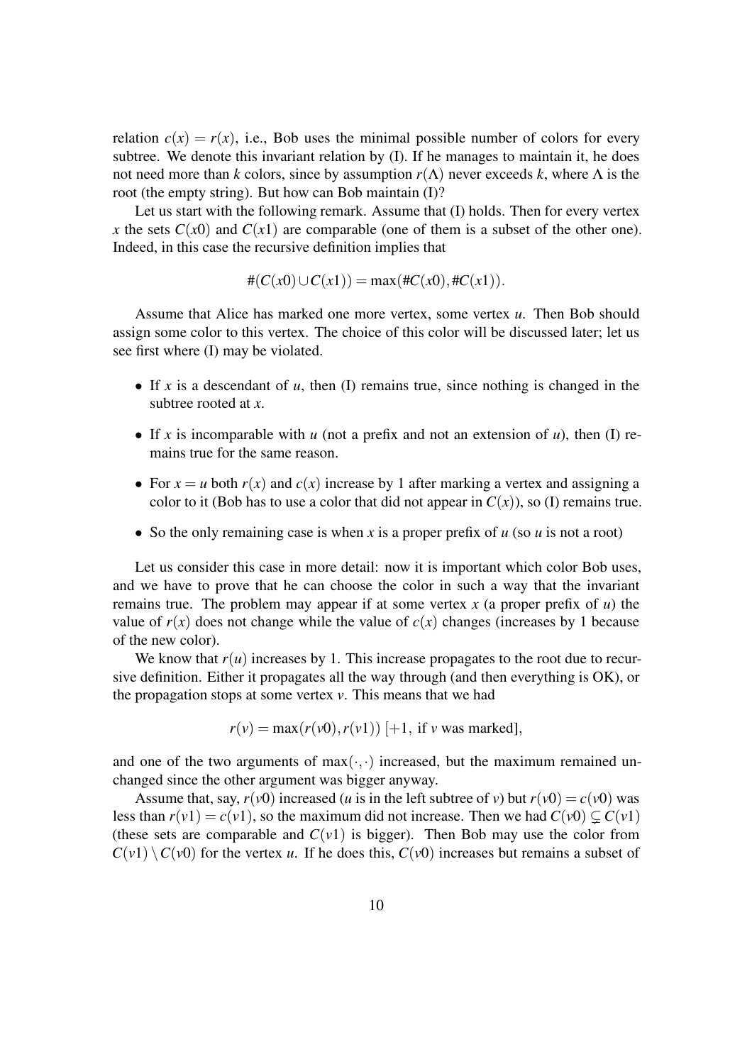relation $c(x) = r(x)$, i.e., Bob uses the minimal possible number of colors for every subtree. We denote this invariant relation by (I). If he manages to maintain it, he does not need more than $k$ colors, since by assumption $r(\Lambda)$ never exceeds $k$, where $\Lambda$ is the root (the empty string). But how can Bob maintain (I)?

Let us start with the following remark. Assume that (I) holds. Then for every vertex $x$ the sets $C(x0)$ and $C(x1)$ are comparable (one of them is a subset of the other one). Indeed, in this case the recursive definition implies that

$$\#(C(x0) \cup C(x1)) = \max(\#C(x0), \#C(x1)).$$

Assume that Alice has marked one more vertex, some vertex $u$. Then Bob should assign some color to this vertex. The choice of this color will be discussed later; let us see first where (I) may be violated.

- If $x$ is a descendant of $u$, then (I) remains true, since nothing is changed in the subtree rooted at $x$.
- If $x$ is incomparable with $u$ (not a prefix and not an extension of $u$), then (I) remains true for the same reason.
- For $x = u$ both $r(x)$ and $c(x)$ increase by 1 after marking a vertex and assigning a color to it (Bob has to use a color that did not appear in $C(x)$), so (I) remains true.
- So the only remaining case is when $x$ is a proper prefix of $u$ (so $u$ is not a root)

Let us consider this case in more detail: now it is important which color Bob uses, and we have to prove that he can choose the color in such a way that the invariant remains true. The problem may appear if at some vertex $x$ (a proper prefix of $u$) the value of $r(x)$ does not change while the value of $c(x)$ changes (increases by 1 because of the new color).

We know that $r(u)$ increases by 1. This increase propagates to the root due to recursive definition. Either it propagates all the way through (and then everything is OK), or the propagation stops at some vertex $v$. This means that we had

$$r(v) = \max(r(v0), r(v1)) \; [+1, \text{ if } v \text{ was marked}],$$

and one of the two arguments of $\max(\cdot, \cdot)$ increased, but the maximum remained unchanged since the other argument was bigger anyway.

Assume that, say, $r(v0)$ increased ($u$ is in the left subtree of $v$) but $r(v0) = c(v0)$ was less than $r(v1) = c(v1)$, so the maximum did not increase. Then we had $C(v0) \subsetneq C(v1)$ (these sets are comparable and $C(v1)$ is bigger). Then Bob may use the color from $C(v1) \setminus C(v0)$ for the vertex $u$. If he does this, $C(v0)$ increases but remains a subset of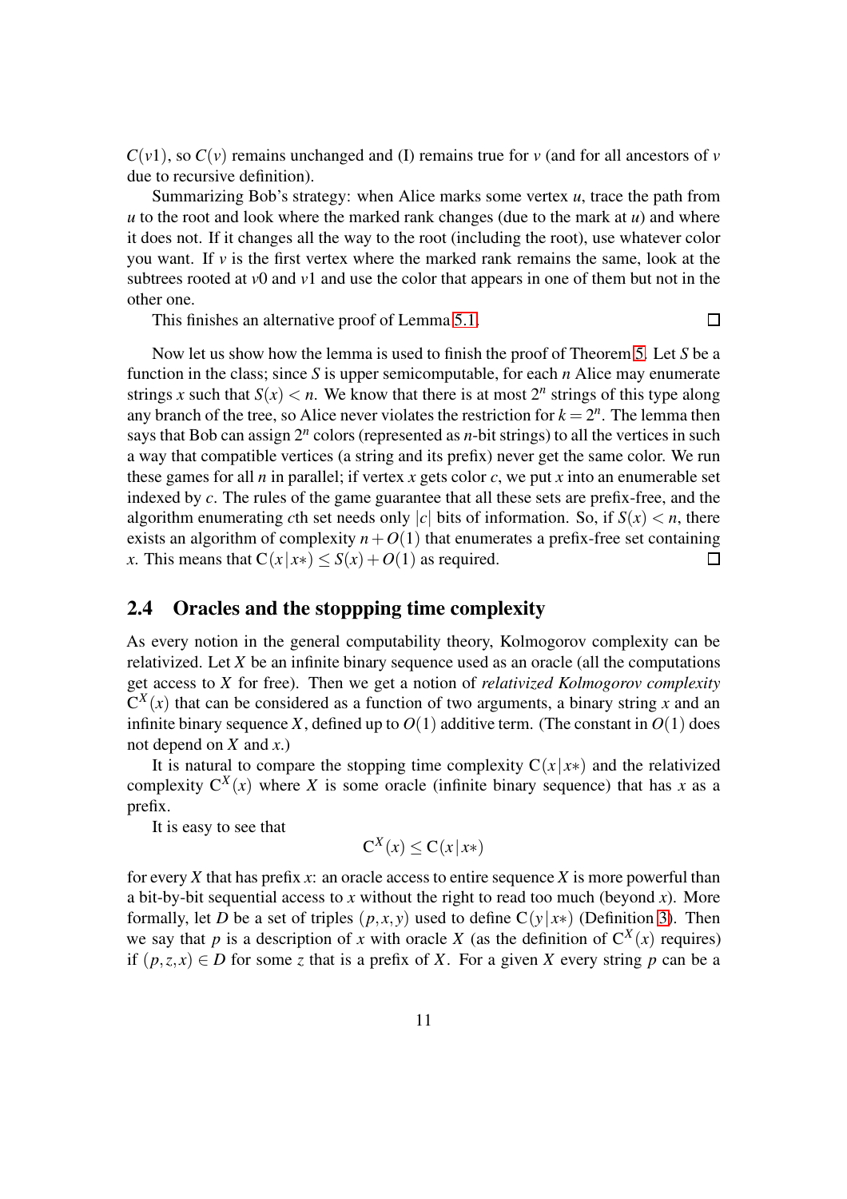$C(v1)$, so $C(v)$ remains unchanged and (I) remains true for $v$ (and for all ancestors of $v$ due to recursive definition).

Summarizing Bob's strategy: when Alice marks some vertex $u$, trace the path from $u$ to the root and look where the marked rank changes (due to the mark at $u$) and where it does not. If it changes all the way to the root (including the root), use whatever color you want. If $v$ is the first vertex where the marked rank remains the same, look at the subtrees rooted at $v0$ and $v1$ and use the color that appears in one of them but not in the other one.

This finishes an alternative proof of Lemma 5.1. $\square$

Now let us show how the lemma is used to finish the proof of Theorem 5. Let $S$ be a function in the class; since $S$ is upper semicomputable, for each $n$ Alice may enumerate strings $x$ such that $S(x) < n$. We know that there is at most $2^n$ strings of this type along any branch of the tree, so Alice never violates the restriction for $k = 2^n$. The lemma then says that Bob can assign $2^n$ colors (represented as $n$-bit strings) to all the vertices in such a way that compatible vertices (a string and its prefix) never get the same color. We run these games for all $n$ in parallel; if vertex $x$ gets color $c$, we put $x$ into an enumerable set indexed by $c$. The rules of the game guarantee that all these sets are prefix-free, and the algorithm enumerating $c$th set needs only $|c|$ bits of information. So, if $S(x) < n$, there exists an algorithm of complexity $n + O(1)$ that enumerates a prefix-free set containing $x$. This means that $\mathrm{C}(x\,|\,x*) \le S(x) + O(1)$ as required. $\square$

## 2.4 Oracles and the stoppping time complexity

As every notion in the general computability theory, Kolmogorov complexity can be relativized. Let $X$ be an infinite binary sequence used as an oracle (all the computations get access to $X$ for free). Then we get a notion of *relativized Kolmogorov complexity* $\mathrm{C}^X(x)$ that can be considered as a function of two arguments, a binary string $x$ and an infinite binary sequence $X$, defined up to $O(1)$ additive term. (The constant in $O(1)$ does not depend on $X$ and $x$.)

It is natural to compare the stopping time complexity $\mathrm{C}(x\,|\,x*)$ and the relativized complexity $\mathrm{C}^X(x)$ where $X$ is some oracle (infinite binary sequence) that has $x$ as a prefix.

It is easy to see that

$$\mathrm{C}^X(x) \le \mathrm{C}(x\,|\,x*)$$

for every $X$ that has prefix $x$: an oracle access to entire sequence $X$ is more powerful than a bit-by-bit sequential access to $x$ without the right to read too much (beyond $x$). More formally, let $D$ be a set of triples $(p,x,y)$ used to define $\mathrm{C}(y\,|\,x*)$ (Definition 3). Then we say that $p$ is a description of $x$ with oracle $X$ (as the definition of $\mathrm{C}^X(x)$ requires) if $(p,z,x) \in D$ for some $z$ that is a prefix of $X$. For a given $X$ every string $p$ can be a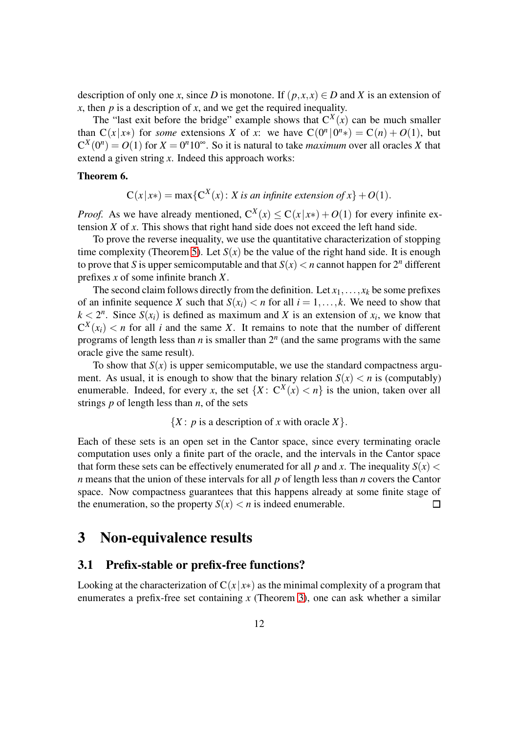description of only one $x$, since $D$ is monotone. If $(p,x,x) \in D$ and $X$ is an extension of $x$, then $p$ is a description of $x$, and we get the required inequality.

The "last exit before the bridge" example shows that $\mathrm{C}^X(x)$ can be much smaller than $\mathrm{C}(x\,|\,x*)$ for *some* extensions $X$ of $x$: we have $\mathrm{C}(0^n\,|\,0^n*) = \mathrm{C}(n) + O(1)$, but $\mathrm{C}^X(0^n) = O(1)$ for $X = 0^n10^\infty$. So it is natural to take *maximum* over all oracles $X$ that extend a given string $x$. Indeed this approach works:

**Theorem 6.**

$$\mathrm{C}(x\,|\,x*) = \max\{\mathrm{C}^X(x) \colon X \textit{ is an infinite extension of } x\} + O(1).$$

*Proof.* As we have already mentioned, $\mathrm{C}^X(x) \le \mathrm{C}(x\,|\,x*) + O(1)$ for every infinite extension $X$ of $x$. This shows that right hand side does not exceed the left hand side.

To prove the reverse inequality, we use the quantitative characterization of stopping time complexity (Theorem 5). Let $S(x)$ be the value of the right hand side. It is enough to prove that $S$ is upper semicomputable and that $S(x) < n$ cannot happen for $2^n$ different prefixes $x$ of some infinite branch $X$.

The second claim follows directly from the definition. Let $x_1, \ldots, x_k$ be some prefixes of an infinite sequence $X$ such that $S(x_i) < n$ for all $i = 1, \ldots, k$. We need to show that $k < 2^n$. Since $S(x_i)$ is defined as maximum and $X$ is an extension of $x_i$, we know that $\mathrm{C}^X(x_i) < n$ for all $i$ and the same $X$. It remains to note that the number of different programs of length less than $n$ is smaller than $2^n$ (and the same programs with the same oracle give the same result).

To show that $S(x)$ is upper semicomputable, we use the standard compactness argument. As usual, it is enough to show that the binary relation $S(x) < n$ is (computably) enumerable. Indeed, for every $x$, the set $\{X \colon \mathrm{C}^X(x) < n\}$ is the union, taken over all strings $p$ of length less than $n$, of the sets

$$\{X \colon p \text{ is a description of } x \text{ with oracle } X\}.$$

Each of these sets is an open set in the Cantor space, since every terminating oracle computation uses only a finite part of the oracle, and the intervals in the Cantor space that form these sets can be effectively enumerated for all $p$ and $x$. The inequality $S(x) < n$ means that the union of these intervals for all $p$ of length less than $n$ covers the Cantor space. Now compactness guarantees that this happens already at some finite stage of the enumeration, so the property $S(x) < n$ is indeed enumerable. $\square$

# 3 Non-equivalence results

## 3.1 Prefix-stable or prefix-free functions?

Looking at the characterization of $\mathrm{C}(x\,|\,x*)$ as the minimal complexity of a program that enumerates a prefix-free set containing $x$ (Theorem 3), one can ask whether a similar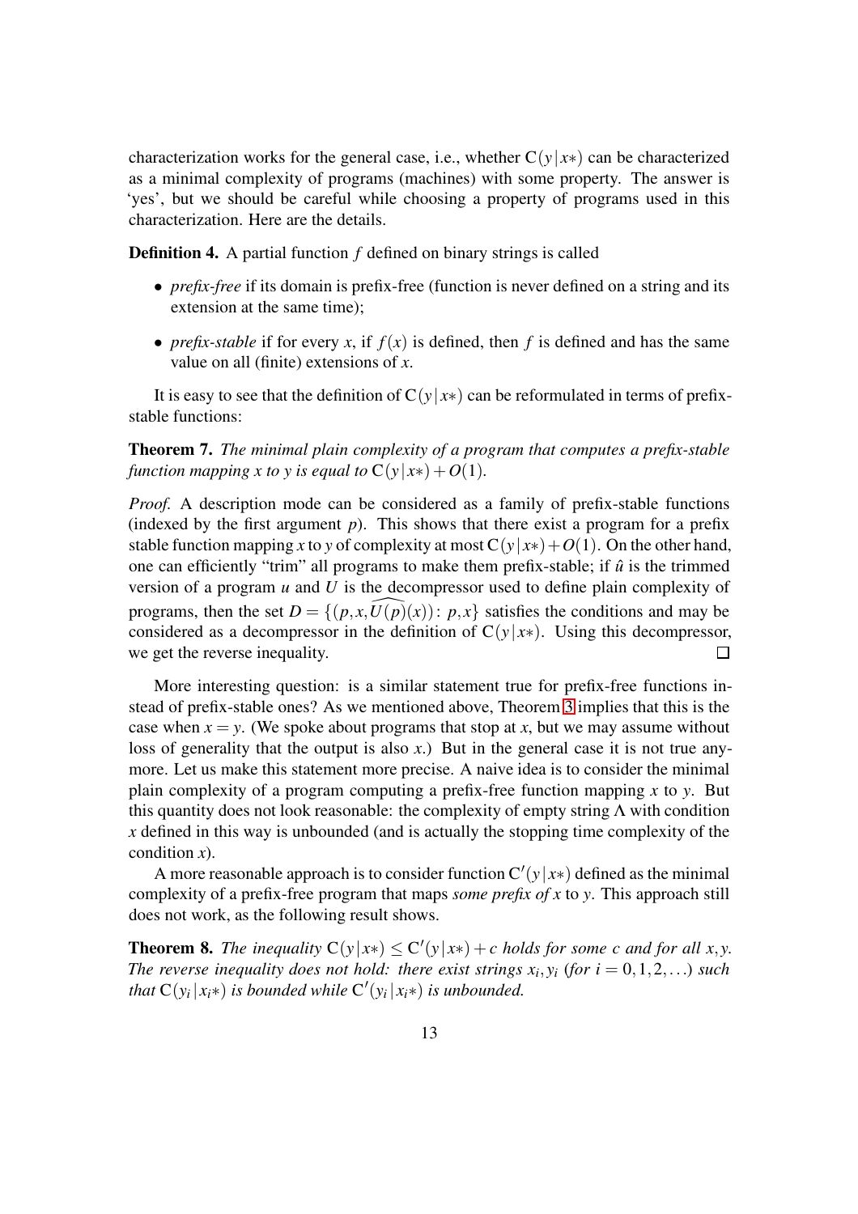characterization works for the general case, i.e., whether $\mathrm{C}(y\,|\,x*)$ can be characterized as a minimal complexity of programs (machines) with some property. The answer is 'yes', but we should be careful while choosing a property of programs used in this characterization. Here are the details.

**Definition 4.** A partial function $f$ defined on binary strings is called

- *prefix-free* if its domain is prefix-free (function is never defined on a string and its extension at the same time);
- *prefix-stable* if for every $x$, if $f(x)$ is defined, then $f$ is defined and has the same value on all (finite) extensions of $x$.

It is easy to see that the definition of $\mathrm{C}(y\,|\,x*)$ can be reformulated in terms of prefix-stable functions:

**Theorem 7.** *The minimal plain complexity of a program that computes a prefix-stable function mapping $x$ to $y$ is equal to $\mathrm{C}(y\,|\,x*)+O(1)$.*

*Proof.* A description mode can be considered as a family of prefix-stable functions (indexed by the first argument $p$). This shows that there exist a program for a prefix stable function mapping $x$ to $y$ of complexity at most $\mathrm{C}(y\,|\,x*)+O(1)$. On the other hand, one can efficiently "trim" all programs to make them prefix-stable; if $\hat{u}$ is the trimmed version of a program $u$ and $U$ is the decompressor used to define plain complexity of programs, then the set $D = \{(p, x, \widehat{U(p)}(x)) \colon p, x\}$ satisfies the conditions and may be considered as a decompressor in the definition of $\mathrm{C}(y\,|\,x*)$. Using this decompressor, we get the reverse inequality. □

More interesting question: is a similar statement true for prefix-free functions instead of prefix-stable ones? As we mentioned above, Theorem 3 implies that this is the case when $x = y$. (We spoke about programs that stop at $x$, but we may assume without loss of generality that the output is also $x$.) But in the general case it is not true anymore. Let us make this statement more precise. A naive idea is to consider the minimal plain complexity of a program computing a prefix-free function mapping $x$ to $y$. But this quantity does not look reasonable: the complexity of empty string $\Lambda$ with condition $x$ defined in this way is unbounded (and is actually the stopping time complexity of the condition $x$).

A more reasonable approach is to consider function $\mathrm{C}'(y\,|\,x*)$ defined as the minimal complexity of a prefix-free program that maps *some prefix of* $x$ to $y$. This approach still does not work, as the following result shows.

**Theorem 8.** *The inequality $\mathrm{C}(y\,|\,x*) \le \mathrm{C}'(y\,|\,x*)+c$ holds for some $c$ and for all $x, y$. The reverse inequality does not hold: there exist strings $x_i, y_i$ (for $i = 0, 1, 2, \ldots$) such that $\mathrm{C}(y_i\,|\,x_i*)$ is bounded while $\mathrm{C}'(y_i\,|\,x_i*)$ is unbounded.*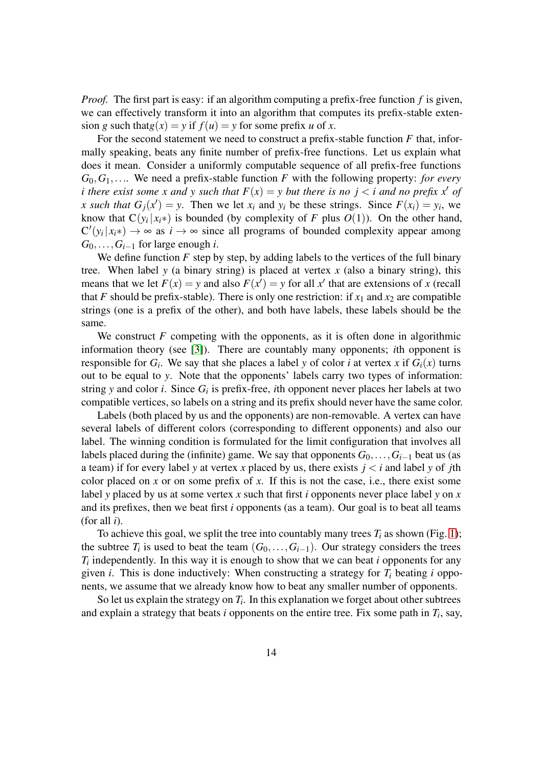*Proof.* The first part is easy: if an algorithm computing a prefix-free function $f$ is given, we can effectively transform it into an algorithm that computes its prefix-stable extension $g$ such that$g(x) = y$ if $f(u) = y$ for some prefix $u$ of $x$.

For the second statement we need to construct a prefix-stable function $F$ that, informally speaking, beats any finite number of prefix-free functions. Let us explain what does it mean. Consider a uniformly computable sequence of all prefix-free functions $G_0, G_1, \ldots$. We need a prefix-stable function $F$ with the following property: *for every $i$ there exist some $x$ and $y$ such that $F(x) = y$ but there is no $j < i$ and no prefix $x'$ of $x$ such that $G_j(x') = y$.* Then we let $x_i$ and $y_i$ be these strings. Since $F(x_i) = y_i$, we know that $\mathrm{C}(y_i\,|\,x_i*)$ is bounded (by complexity of $F$ plus $O(1)$). On the other hand, $\mathrm{C}'(y_i\,|\,x_i*) \to \infty$ as $i \to \infty$ since all programs of bounded complexity appear among $G_0, \ldots, G_{i-1}$ for large enough $i$.

We define function $F$ step by step, by adding labels to the vertices of the full binary tree. When label $y$ (a binary string) is placed at vertex $x$ (also a binary string), this means that we let $F(x) = y$ and also $F(x') = y$ for all $x'$ that are extensions of $x$ (recall that $F$ should be prefix-stable). There is only one restriction: if $x_1$ and $x_2$ are compatible strings (one is a prefix of the other), and both have labels, these labels should be the same.

We construct $F$ competing with the opponents, as it is often done in algorithmic information theory (see [3]). There are countably many opponents; $i$th opponent is responsible for $G_i$. We say that she places a label $y$ of color $i$ at vertex $x$ if $G_i(x)$ turns out to be equal to $y$. Note that the opponents' labels carry two types of information: string $y$ and color $i$. Since $G_i$ is prefix-free, $i$th opponent never places her labels at two compatible vertices, so labels on a string and its prefix should never have the same color.

Labels (both placed by us and the opponents) are non-removable. A vertex can have several labels of different colors (corresponding to different opponents) and also our label. The winning condition is formulated for the limit configuration that involves all labels placed during the (infinite) game. We say that opponents $G_0, \ldots, G_{i-1}$ beat us (as a team) if for every label $y$ at vertex $x$ placed by us, there exists $j < i$ and label $y$ of $j$th color placed on $x$ or on some prefix of $x$. If this is not the case, i.e., there exist some label $y$ placed by us at some vertex $x$ such that first $i$ opponents never place label $y$ on $x$ and its prefixes, then we beat first $i$ opponents (as a team). Our goal is to beat all teams (for all $i$).

To achieve this goal, we split the tree into countably many trees $T_i$ as shown (Fig. 1); the subtree $T_i$ is used to beat the team $(G_0, \ldots, G_{i-1})$. Our strategy considers the trees $T_i$ independently. In this way it is enough to show that we can beat $i$ opponents for any given $i$. This is done inductively: When constructing a strategy for $T_i$ beating $i$ opponents, we assume that we already know how to beat any smaller number of opponents.

So let us explain the strategy on $T_i$. In this explanation we forget about other subtrees and explain a strategy that beats $i$ opponents on the entire tree. Fix some path in $T_i$, say,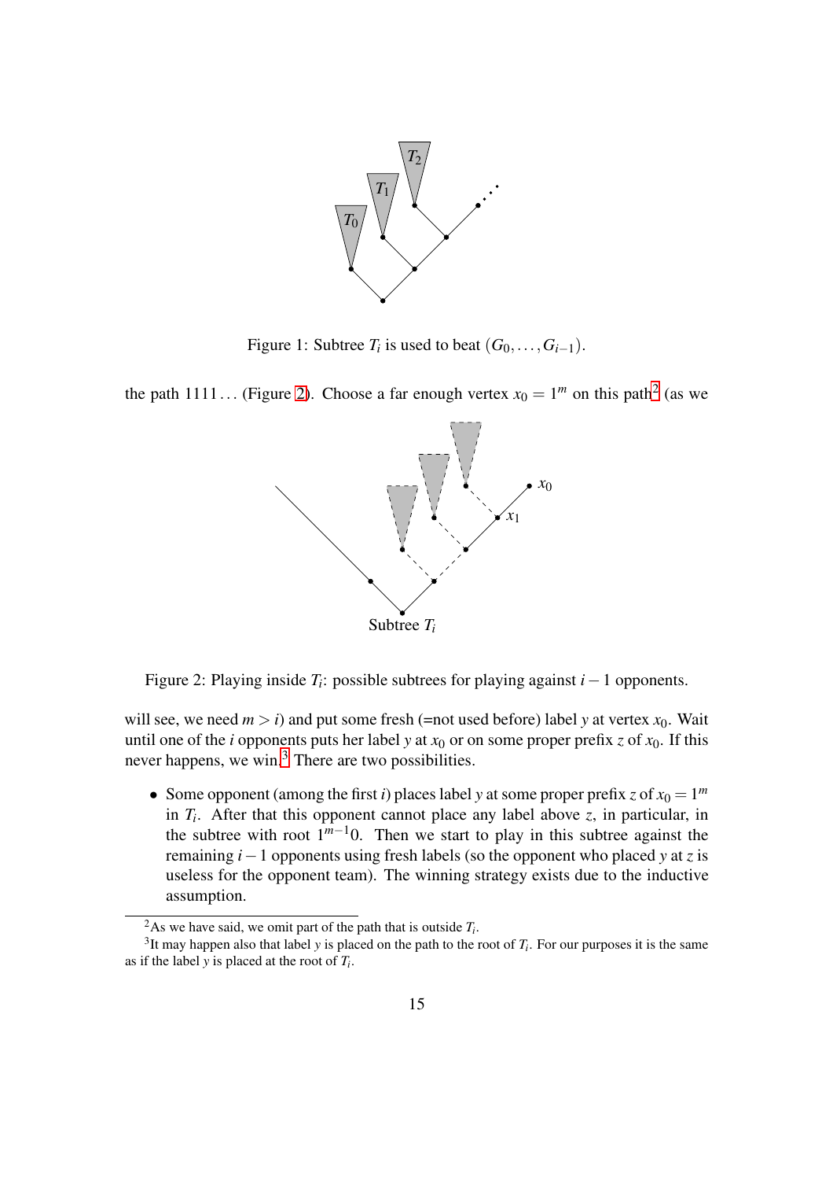Figure 1: Subtree $T_i$ is used to beat $(G_0, \ldots, G_{i-1})$.

the path $1111\ldots$ (Figure 2). Choose a far enough vertex $x_0 = 1^m$ on this path[2] (as we

Figure 2: Playing inside $T_i$: possible subtrees for playing against $i-1$ opponents.

will see, we need $m > i$) and put some fresh (=not used before) label $y$ at vertex $x_0$. Wait until one of the $i$ opponents puts her label $y$ at $x_0$ or on some proper prefix $z$ of $x_0$. If this never happens, we win.[3] There are two possibilities.

- Some opponent (among the first $i$) places label $y$ at some proper prefix $z$ of $x_0 = 1^m$ in $T_i$. After that this opponent cannot place any label above $z$, in particular, in the subtree with root $1^{m-1}0$. Then we start to play in this subtree against the remaining $i-1$ opponents using fresh labels (so the opponent who placed $y$ at $z$ is useless for the opponent team). The winning strategy exists due to the inductive assumption.

[2] As we have said, we omit part of the path that is outside $T_i$.

[3] It may happen also that label $y$ is placed on the path to the root of $T_i$. For our purposes it is the same as if the label $y$ is placed at the root of $T_i$.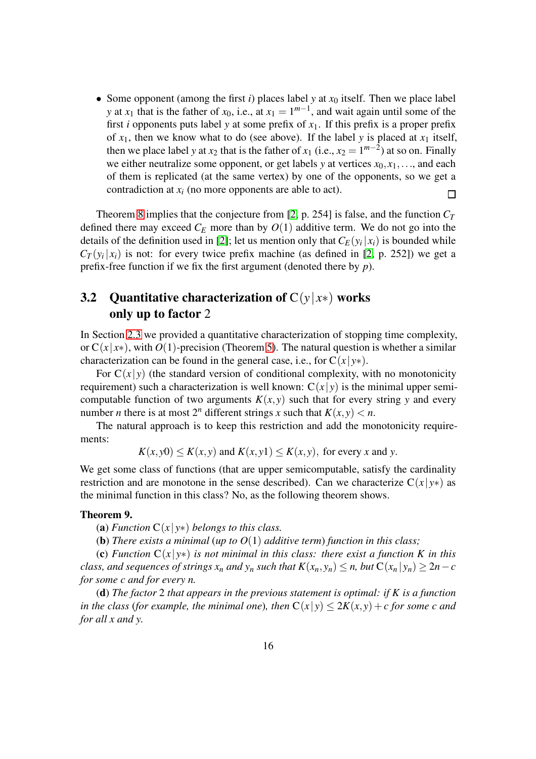- Some opponent (among the first $i$) places label $y$ at $x_0$ itself. Then we place label $y$ at $x_1$ that is the father of $x_0$, i.e., at $x_1 = 1^{m-1}$, and wait again until some of the first $i$ opponents puts label $y$ at some prefix of $x_1$. If this prefix is a proper prefix of $x_1$, then we know what to do (see above). If the label $y$ is placed at $x_1$ itself, then we place label $y$ at $x_2$ that is the father of $x_1$ (i.e., $x_2 = 1^{m-2}$) at so on. Finally we either neutralize some opponent, or get labels $y$ at vertices $x_0, x_1, \ldots$, and each of them is replicated (at the same vertex) by one of the opponents, so we get a contradiction at $x_i$ (no more opponents are able to act). □

Theorem 8 implies that the conjecture from [2, p. 254] is false, and the function $C_T$ defined there may exceed $C_E$ more than by $O(1)$ additive term. We do not go into the details of the definition used in [2]; let us mention only that $C_E(y_i\,|\,x_i)$ is bounded while $C_T(y_i\,|\,x_i)$ is not: for every twice prefix machine (as defined in [2, p. 252]) we get a prefix-free function if we fix the first argument (denoted there by $p$).

## 3.2 Quantitative characterization of $\mathrm{C}(y\,|\,x*)$ works only up to factor 2

In Section 2.3 we provided a quantitative characterization of stopping time complexity, or $\mathrm{C}(x\,|\,x*)$, with $O(1)$-precision (Theorem 5). The natural question is whether a similar characterization can be found in the general case, i.e., for $\mathrm{C}(x\,|\,y*)$.

For $\mathrm{C}(x\,|\,y)$ (the standard version of conditional complexity, with no monotonicity requirement) such a characterization is well known: $\mathrm{C}(x\,|\,y)$ is the minimal upper semicomputable function of two arguments $K(x,y)$ such that for every string $y$ and every number $n$ there is at most $2^n$ different strings $x$ such that $K(x,y) < n$.

The natural approach is to keep this restriction and add the monotonicity requirements:

$$K(x,y0) \le K(x,y) \text{ and } K(x,y1) \le K(x,y), \text{ for every } x \text{ and } y.$$

We get some class of functions (that are upper semicomputable, satisfy the cardinality restriction and are monotone in the sense described). Can we characterize $\mathrm{C}(x\,|\,y*)$ as the minimal function in this class? No, as the following theorem shows.

**Theorem 9.**

(**a**) *Function $\mathrm{C}(x\,|\,y*)$ belongs to this class.*

(**b**) *There exists a minimal (up to $O(1)$ additive term) function in this class;*

(**c**) *Function $\mathrm{C}(x\,|\,y*)$ is not minimal in this class: there exist a function $K$ in this class, and sequences of strings $x_n$ and $y_n$ such that $K(x_n,y_n) \le n$, but $\mathrm{C}(x_n\,|\,y_n) \ge 2n - c$ for some $c$ and for every $n$.*

(**d**) *The factor 2 that appears in the previous statement is optimal: if $K$ is a function in the class (for example, the minimal one), then $\mathrm{C}(x\,|\,y) \le 2K(x,y) + c$ for some $c$ and for all $x$ and $y$.*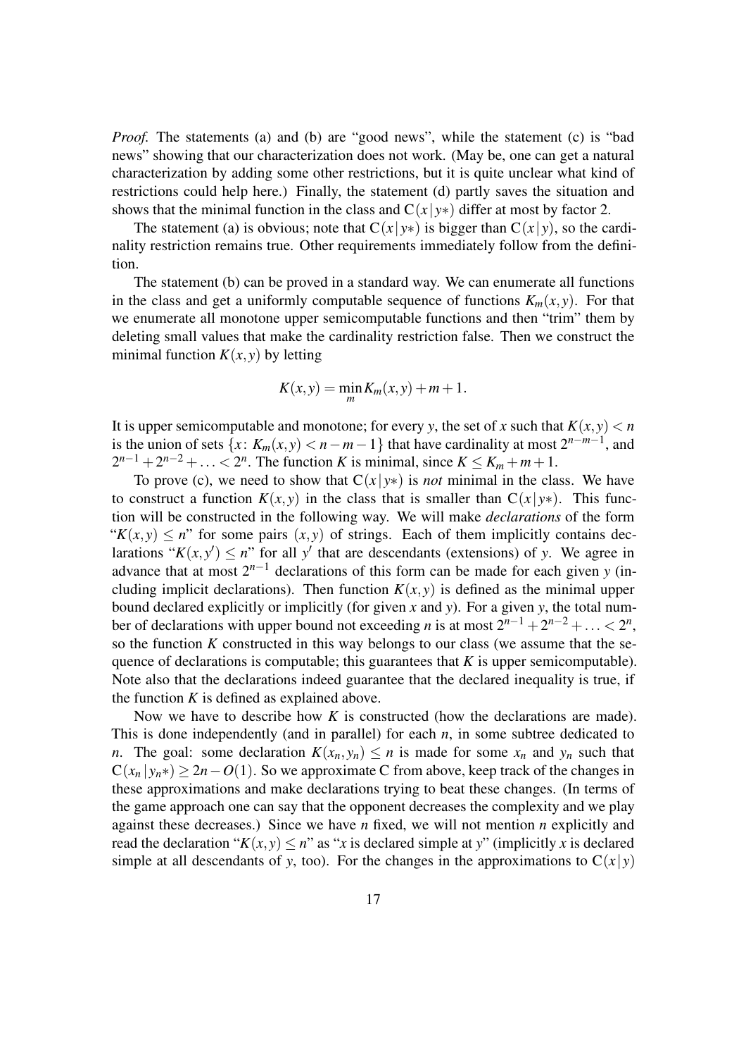*Proof.* The statements (a) and (b) are "good news", while the statement (c) is "bad news" showing that our characterization does not work. (May be, one can get a natural characterization by adding some other restrictions, but it is quite unclear what kind of restrictions could help here.) Finally, the statement (d) partly saves the situation and shows that the minimal function in the class and $\mathrm{C}(x\,|\,y*)$ differ at most by factor 2.

The statement (a) is obvious; note that $\mathrm{C}(x\,|\,y*)$ is bigger than $\mathrm{C}(x\,|\,y)$, so the cardinality restriction remains true. Other requirements immediately follow from the definition.

The statement (b) can be proved in a standard way. We can enumerate all functions in the class and get a uniformly computable sequence of functions $K_m(x,y)$. For that we enumerate all monotone upper semicomputable functions and then "trim" them by deleting small values that make the cardinality restriction false. Then we construct the minimal function $K(x,y)$ by letting

$$K(x,y) = \min_m K_m(x,y) + m + 1.$$

It is upper semicomputable and monotone; for every $y$, the set of $x$ such that $K(x,y) < n$ is the union of sets $\{x\colon K_m(x,y) < n-m-1\}$ that have cardinality at most $2^{n-m-1}$, and $2^{n-1} + 2^{n-2} + \ldots < 2^n$. The function $K$ is minimal, since $K \le K_m + m + 1$.

To prove (c), we need to show that $\mathrm{C}(x\,|\,y*)$ is *not* minimal in the class. We have to construct a function $K(x,y)$ in the class that is smaller than $\mathrm{C}(x\,|\,y*)$. This function will be constructed in the following way. We will make *declarations* of the form "$K(x,y) \le n$" for some pairs $(x,y)$ of strings. Each of them implicitly contains declarations "$K(x,y') \le n$" for all $y'$ that are descendants (extensions) of $y$. We agree in advance that at most $2^{n-1}$ declarations of this form can be made for each given $y$ (including implicit declarations). Then function $K(x,y)$ is defined as the minimal upper bound declared explicitly or implicitly (for given $x$ and $y$). For a given $y$, the total number of declarations with upper bound not exceeding $n$ is at most $2^{n-1} + 2^{n-2} + \ldots < 2^n$, so the function $K$ constructed in this way belongs to our class (we assume that the sequence of declarations is computable; this guarantees that $K$ is upper semicomputable). Note also that the declarations indeed guarantee that the declared inequality is true, if the function $K$ is defined as explained above.

Now we have to describe how $K$ is constructed (how the declarations are made). This is done independently (and in parallel) for each $n$, in some subtree dedicated to $n$. The goal: some declaration $K(x_n, y_n) \le n$ is made for some $x_n$ and $y_n$ such that $\mathrm{C}(x_n\,|\,y_n*) \ge 2n - O(1)$. So we approximate $\mathrm{C}$ from above, keep track of the changes in these approximations and make declarations trying to beat these changes. (In terms of the game approach one can say that the opponent decreases the complexity and we play against these decreases.) Since we have $n$ fixed, we will not mention $n$ explicitly and read the declaration "$K(x,y) \le n$" as "$x$ is declared simple at $y$" (implicitly $x$ is declared simple at all descendants of $y$, too). For the changes in the approximations to $\mathrm{C}(x\,|\,y)$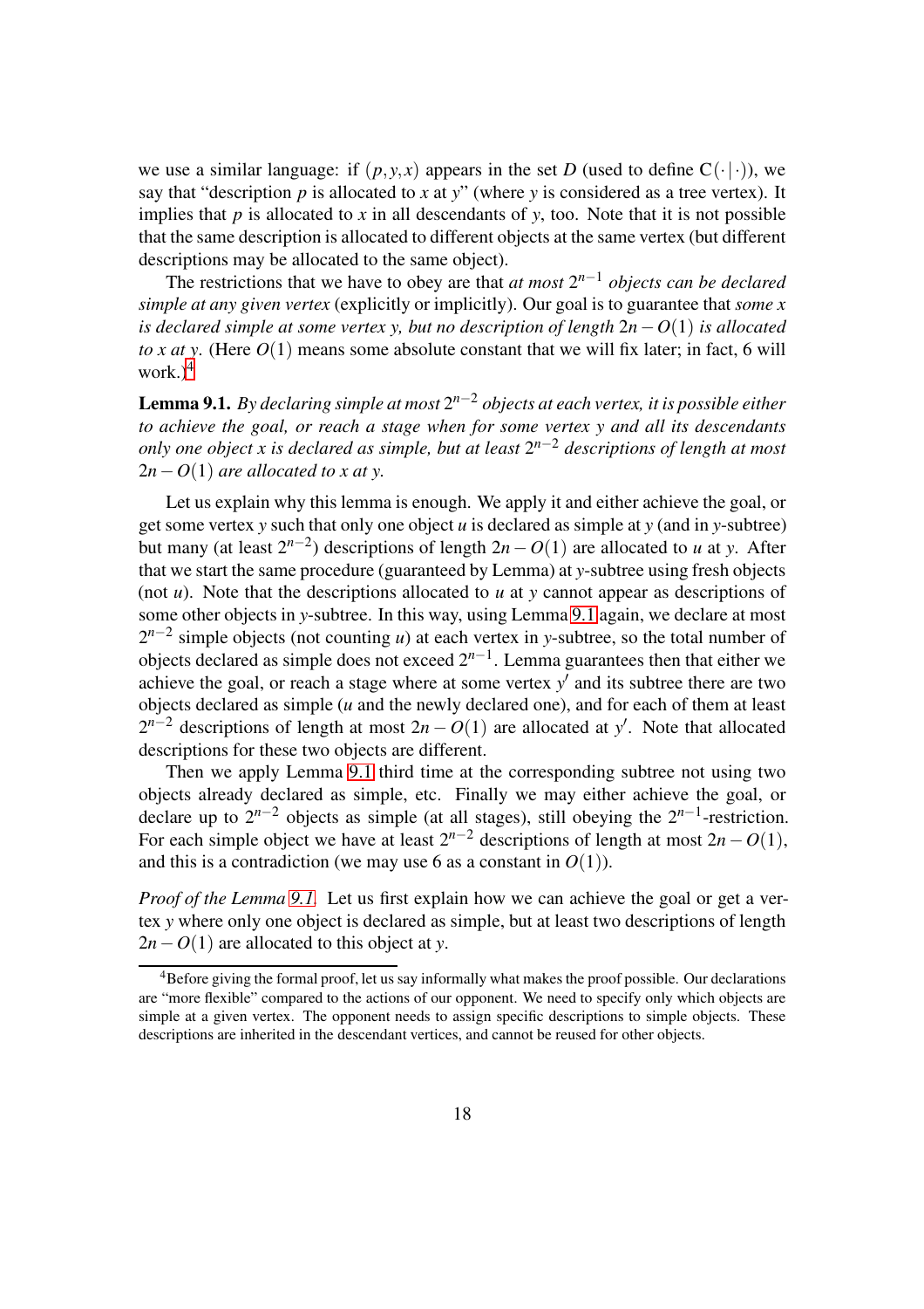we use a similar language: if $(p, y, x)$ appears in the set $D$ (used to define $\mathrm{C}(\cdot\,|\,\cdot)$), we say that "description $p$ is allocated to $x$ at $y$" (where $y$ is considered as a tree vertex). It implies that $p$ is allocated to $x$ in all descendants of $y$, too. Note that it is not possible that the same description is allocated to different objects at the same vertex (but different descriptions may be allocated to the same object).

The restrictions that we have to obey are that *at most* $2^{n-1}$ *objects can be declared simple at any given vertex* (explicitly or implicitly). Our goal is to guarantee that *some* $x$ *is declared simple at some vertex* $y$*, but no description of length* $2n - O(1)$ *is allocated to* $x$ *at* $y$. (Here $O(1)$ means some absolute constant that we will fix later; in fact, 6 will work.)[4]

**Lemma 9.1.** *By declaring simple at most* $2^{n-2}$ *objects at each vertex, it is possible either to achieve the goal, or reach a stage when for some vertex* $y$ *and all its descendants only one object* $x$ *is declared as simple, but at least* $2^{n-2}$ *descriptions of length at most* $2n - O(1)$ *are allocated to* $x$ *at* $y$.

Let us explain why this lemma is enough. We apply it and either achieve the goal, or get some vertex $y$ such that only one object $u$ is declared as simple at $y$ (and in $y$-subtree) but many (at least $2^{n-2}$) descriptions of length $2n - O(1)$ are allocated to $u$ at $y$. After that we start the same procedure (guaranteed by Lemma) at $y$-subtree using fresh objects (not $u$). Note that the descriptions allocated to $u$ at $y$ cannot appear as descriptions of some other objects in $y$-subtree. In this way, using Lemma 9.1 again, we declare at most $2^{n-2}$ simple objects (not counting $u$) at each vertex in $y$-subtree, so the total number of objects declared as simple does not exceed $2^{n-1}$. Lemma guarantees then that either we achieve the goal, or reach a stage where at some vertex $y'$ and its subtree there are two objects declared as simple ($u$ and the newly declared one), and for each of them at least $2^{n-2}$ descriptions of length at most $2n - O(1)$ are allocated at $y'$. Note that allocated descriptions for these two objects are different.

Then we apply Lemma 9.1 third time at the corresponding subtree not using two objects already declared as simple, etc. Finally we may either achieve the goal, or declare up to $2^{n-2}$ objects as simple (at all stages), still obeying the $2^{n-1}$-restriction. For each simple object we have at least $2^{n-2}$ descriptions of length at most $2n - O(1)$, and this is a contradiction (we may use 6 as a constant in $O(1)$).

*Proof of the Lemma 9.1.* Let us first explain how we can achieve the goal or get a vertex $y$ where only one object is declared as simple, but at least two descriptions of length $2n - O(1)$ are allocated to this object at $y$.

[4] Before giving the formal proof, let us say informally what makes the proof possible. Our declarations are "more flexible" compared to the actions of our opponent. We need to specify only which objects are simple at a given vertex. The opponent needs to assign specific descriptions to simple objects. These descriptions are inherited in the descendant vertices, and cannot be reused for other objects.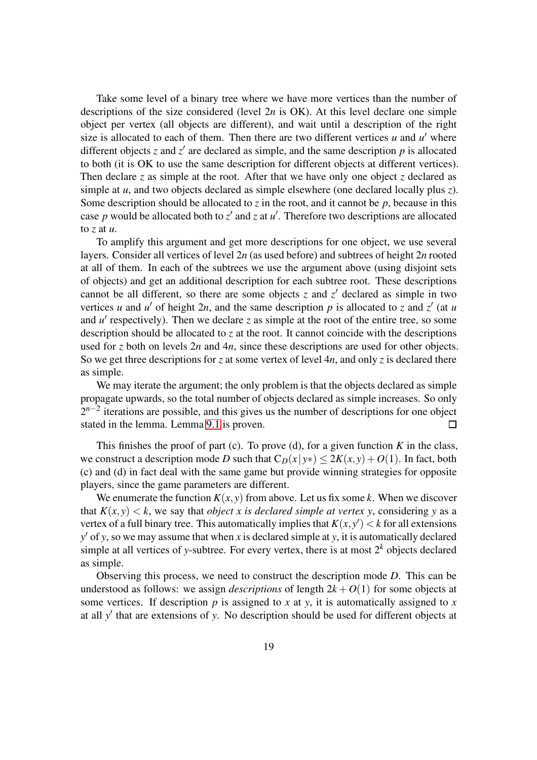Take some level of a binary tree where we have more vertices than the number of descriptions of the size considered (level $2n$ is OK). At this level declare one simple object per vertex (all objects are different), and wait until a description of the right size is allocated to each of them. Then there are two different vertices $u$ and $u'$ where different objects $z$ and $z'$ are declared as simple, and the same description $p$ is allocated to both (it is OK to use the same description for different objects at different vertices). Then declare $z$ as simple at the root. After that we have only one object $z$ declared as simple at $u$, and two objects declared as simple elsewhere (one declared locally plus $z$). Some description should be allocated to $z$ in the root, and it cannot be $p$, because in this case $p$ would be allocated both to $z'$ and $z$ at $u'$. Therefore two descriptions are allocated to $z$ at $u$.

To amplify this argument and get more descriptions for one object, we use several layers. Consider all vertices of level $2n$ (as used before) and subtrees of height $2n$ rooted at all of them. In each of the subtrees we use the argument above (using disjoint sets of objects) and get an additional description for each subtree root. These descriptions cannot be all different, so there are some objects $z$ and $z'$ declared as simple in two vertices $u$ and $u'$ of height $2n$, and the same description $p$ is allocated to $z$ and $z'$ (at $u$ and $u'$ respectively). Then we declare $z$ as simple at the root of the entire tree, so some description should be allocated to $z$ at the root. It cannot coincide with the descriptions used for $z$ both on levels $2n$ and $4n$, since these descriptions are used for other objects. So we get three descriptions for $z$ at some vertex of level $4n$, and only $z$ is declared there as simple.

We may iterate the argument; the only problem is that the objects declared as simple propagate upwards, so the total number of objects declared as simple increases. So only $2^{n-2}$ iterations are possible, and this gives us the number of descriptions for one object stated in the lemma. Lemma 9.1 is proven. $\square$

This finishes the proof of part (c). To prove (d), for a given function $K$ in the class, we construct a description mode $D$ such that $\mathrm{C}_D(x\,|\,y*) \leq 2K(x,y)+O(1)$. In fact, both (c) and (d) in fact deal with the same game but provide winning strategies for opposite players, since the game parameters are different.

We enumerate the function $K(x,y)$ from above. Let us fix some $k$. When we discover that $K(x,y) < k$, we say that *object $x$ is declared simple at vertex $y$*, considering $y$ as a vertex of a full binary tree. This automatically implies that $K(x,y') < k$ for all extensions $y'$ of $y$, so we may assume that when $x$ is declared simple at $y$, it is automatically declared simple at all vertices of $y$-subtree. For every vertex, there is at most $2^k$ objects declared as simple.

Observing this process, we need to construct the description mode $D$. This can be understood as follows: we assign *descriptions* of length $2k+O(1)$ for some objects at some vertices. If description $p$ is assigned to $x$ at $y$, it is automatically assigned to $x$ at all $y'$ that are extensions of $y$. No description should be used for different objects at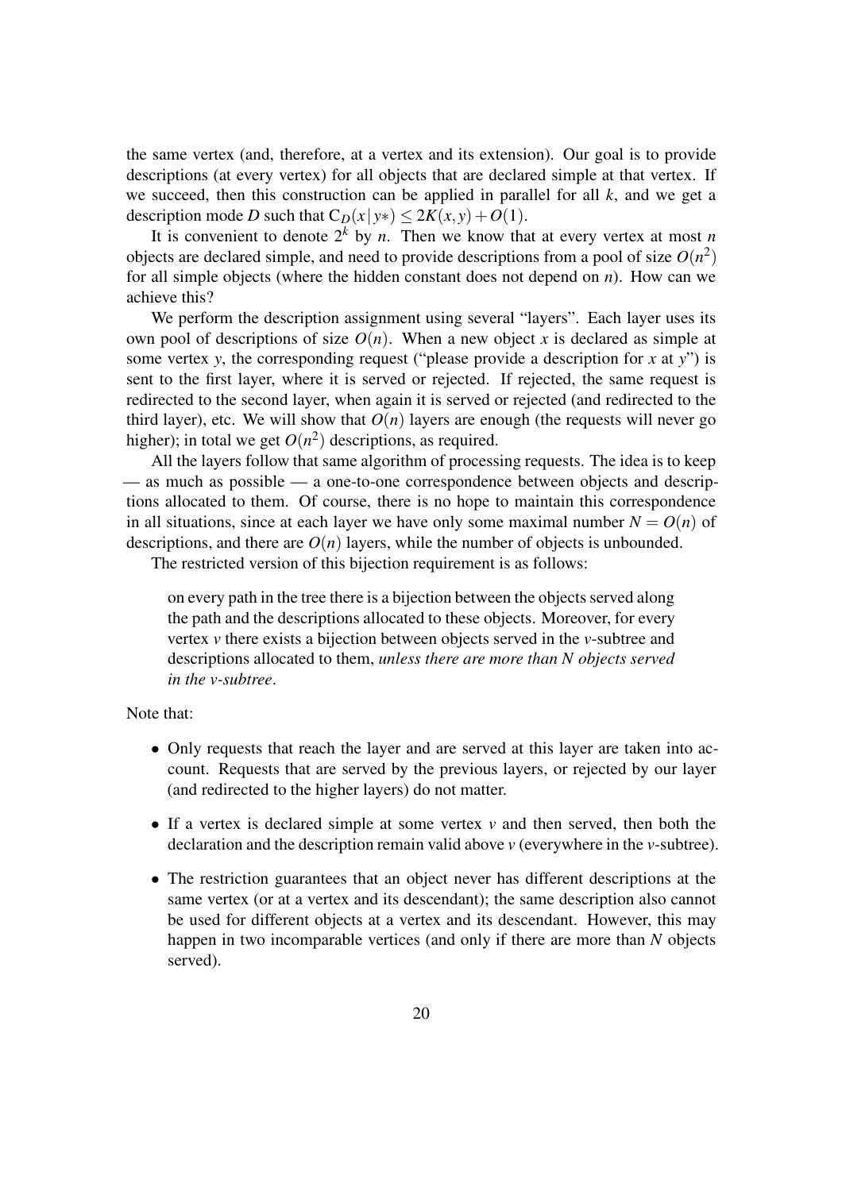the same vertex (and, therefore, at a vertex and its extension). Our goal is to provide descriptions (at every vertex) for all objects that are declared simple at that vertex. If we succeed, then this construction can be applied in parallel for all $k$, and we get a description mode $D$ such that $\mathrm{C}_D(x\,|\,y*) \leq 2K(x,y) + O(1)$.

It is convenient to denote $2^k$ by $n$. Then we know that at every vertex at most $n$ objects are declared simple, and need to provide descriptions from a pool of size $O(n^2)$ for all simple objects (where the hidden constant does not depend on $n$). How can we achieve this?

We perform the description assignment using several "layers". Each layer uses its own pool of descriptions of size $O(n)$. When a new object $x$ is declared as simple at some vertex $y$, the corresponding request ("please provide a description for $x$ at $y$") is sent to the first layer, where it is served or rejected. If rejected, the same request is redirected to the second layer, when again it is served or rejected (and redirected to the third layer), etc. We will show that $O(n)$ layers are enough (the requests will never go higher); in total we get $O(n^2)$ descriptions, as required.

All the layers follow that same algorithm of processing requests. The idea is to keep — as much as possible — a one-to-one correspondence between objects and descriptions allocated to them. Of course, there is no hope to maintain this correspondence in all situations, since at each layer we have only some maximal number $N = O(n)$ of descriptions, and there are $O(n)$ layers, while the number of objects is unbounded.

The restricted version of this bijection requirement is as follows:

> on every path in the tree there is a bijection between the objects served along the path and the descriptions allocated to these objects. Moreover, for every vertex $v$ there exists a bijection between objects served in the $v$-subtree and descriptions allocated to them, *unless there are more than $N$ objects served in the $v$-subtree*.

Note that:

- Only requests that reach the layer and are served at this layer are taken into account. Requests that are served by the previous layers, or rejected by our layer (and redirected to the higher layers) do not matter.
- If a vertex is declared simple at some vertex $v$ and then served, then both the declaration and the description remain valid above $v$ (everywhere in the $v$-subtree).
- The restriction guarantees that an object never has different descriptions at the same vertex (or at a vertex and its descendant); the same description also cannot be used for different objects at a vertex and its descendant. However, this may happen in two incomparable vertices (and only if there are more than $N$ objects served).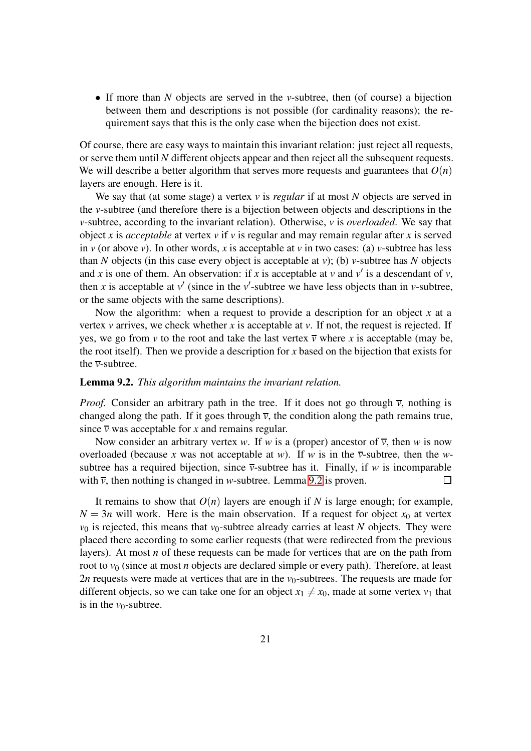- If more than $N$ objects are served in the $v$-subtree, then (of course) a bijection between them and descriptions is not possible (for cardinality reasons); the requirement says that this is the only case when the bijection does not exist.

Of course, there are easy ways to maintain this invariant relation: just reject all requests, or serve them until $N$ different objects appear and then reject all the subsequent requests. We will describe a better algorithm that serves more requests and guarantees that $O(n)$ layers are enough. Here is it.

We say that (at some stage) a vertex $v$ is *regular* if at most $N$ objects are served in the $v$-subtree (and therefore there is a bijection between objects and descriptions in the $v$-subtree, according to the invariant relation). Otherwise, $v$ is *overloaded*. We say that object $x$ is *acceptable* at vertex $v$ if $v$ is regular and may remain regular after $x$ is served in $v$ (or above $v$). In other words, $x$ is acceptable at $v$ in two cases: (a) $v$-subtree has less than $N$ objects (in this case every object is acceptable at $v$); (b) $v$-subtree has $N$ objects and $x$ is one of them. An observation: if $x$ is acceptable at $v$ and $v'$ is a descendant of $v$, then $x$ is acceptable at $v'$ (since in the $v'$-subtree we have less objects than in $v$-subtree, or the same objects with the same descriptions).

Now the algorithm: when a request to provide a description for an object $x$ at a vertex $v$ arrives, we check whether $x$ is acceptable at $v$. If not, the request is rejected. If yes, we go from $v$ to the root and take the last vertex $\overline{v}$ where $x$ is acceptable (may be, the root itself). Then we provide a description for $x$ based on the bijection that exists for the $\overline{v}$-subtree.

**Lemma 9.2.** *This algorithm maintains the invariant relation.*

*Proof.* Consider an arbitrary path in the tree. If it does not go through $\overline{v}$, nothing is changed along the path. If it goes through $\overline{v}$, the condition along the path remains true, since $\overline{v}$ was acceptable for $x$ and remains regular.

Now consider an arbitrary vertex $w$. If $w$ is a (proper) ancestor of $\overline{v}$, then $w$ is now overloaded (because $x$ was not acceptable at $w$). If $w$ is in the $\overline{v}$-subtree, then the $w$-subtree has a required bijection, since $\overline{v}$-subtree has it. Finally, if $w$ is incomparable with $\overline{v}$, then nothing is changed in $w$-subtree. Lemma 9.2 is proven. □

It remains to show that $O(n)$ layers are enough if $N$ is large enough; for example, $N = 3n$ will work. Here is the main observation. If a request for object $x_0$ at vertex $v_0$ is rejected, this means that $v_0$-subtree already carries at least $N$ objects. They were placed there according to some earlier requests (that were redirected from the previous layers). At most $n$ of these requests can be made for vertices that are on the path from root to $v_0$ (since at most $n$ objects are declared simple or every path). Therefore, at least $2n$ requests were made at vertices that are in the $v_0$-subtrees. The requests are made for different objects, so we can take one for an object $x_1 \neq x_0$, made at some vertex $v_1$ that is in the $v_0$-subtree.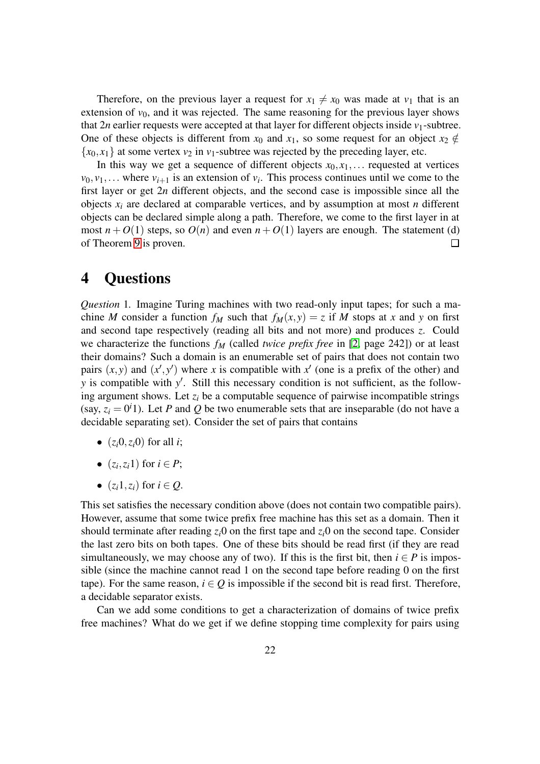Therefore, on the previous layer a request for $x_1 \neq x_0$ was made at $v_1$ that is an extension of $v_0$, and it was rejected. The same reasoning for the previous layer shows that $2n$ earlier requests were accepted at that layer for different objects inside $v_1$-subtree. One of these objects is different from $x_0$ and $x_1$, so some request for an object $x_2 \notin \{x_0, x_1\}$ at some vertex $v_2$ in $v_1$-subtree was rejected by the preceding layer, etc.

In this way we get a sequence of different objects $x_0, x_1, \ldots$ requested at vertices $v_0, v_1, \ldots$ where $v_{i+1}$ is an extension of $v_i$. This process continues until we come to the first layer or get $2n$ different objects, and the second case is impossible since all the objects $x_i$ are declared at comparable vertices, and by assumption at most $n$ different objects can be declared simple along a path. Therefore, we come to the first layer in at most $n + O(1)$ steps, so $O(n)$ and even $n + O(1)$ layers are enough. The statement (d) of Theorem 9 is proven. □

# 4 Questions

*Question* 1. Imagine Turing machines with two read-only input tapes; for such a machine $M$ consider a function $f_M$ such that $f_M(x, y) = z$ if $M$ stops at $x$ and $y$ on first and second tape respectively (reading all bits and not more) and produces $z$. Could we characterize the functions $f_M$ (called *twice prefix free* in [2, page 242]) or at least their domains? Such a domain is an enumerable set of pairs that does not contain two pairs $(x, y)$ and $(x', y')$ where $x$ is compatible with $x'$ (one is a prefix of the other) and $y$ is compatible with $y'$. Still this necessary condition is not sufficient, as the following argument shows. Let $z_i$ be a computable sequence of pairwise incompatible strings (say, $z_i = 0^i1$). Let $P$ and $Q$ be two enumerable sets that are inseparable (do not have a decidable separating set). Consider the set of pairs that contains

- $(z_i0, z_i0)$ for all $i$;
- $(z_i, z_i1)$ for $i \in P$;
- $(z_i1, z_i)$ for $i \in Q$.

This set satisfies the necessary condition above (does not contain two compatible pairs). However, assume that some twice prefix free machine has this set as a domain. Then it should terminate after reading $z_i0$ on the first tape and $z_i0$ on the second tape. Consider the last zero bits on both tapes. One of these bits should be read first (if they are read simultaneously, we may choose any of two). If this is the first bit, then $i \in P$ is impossible (since the machine cannot read 1 on the second tape before reading 0 on the first tape). For the same reason, $i \in Q$ is impossible if the second bit is read first. Therefore, a decidable separator exists.

Can we add some conditions to get a characterization of domains of twice prefix free machines? What do we get if we define stopping time complexity for pairs using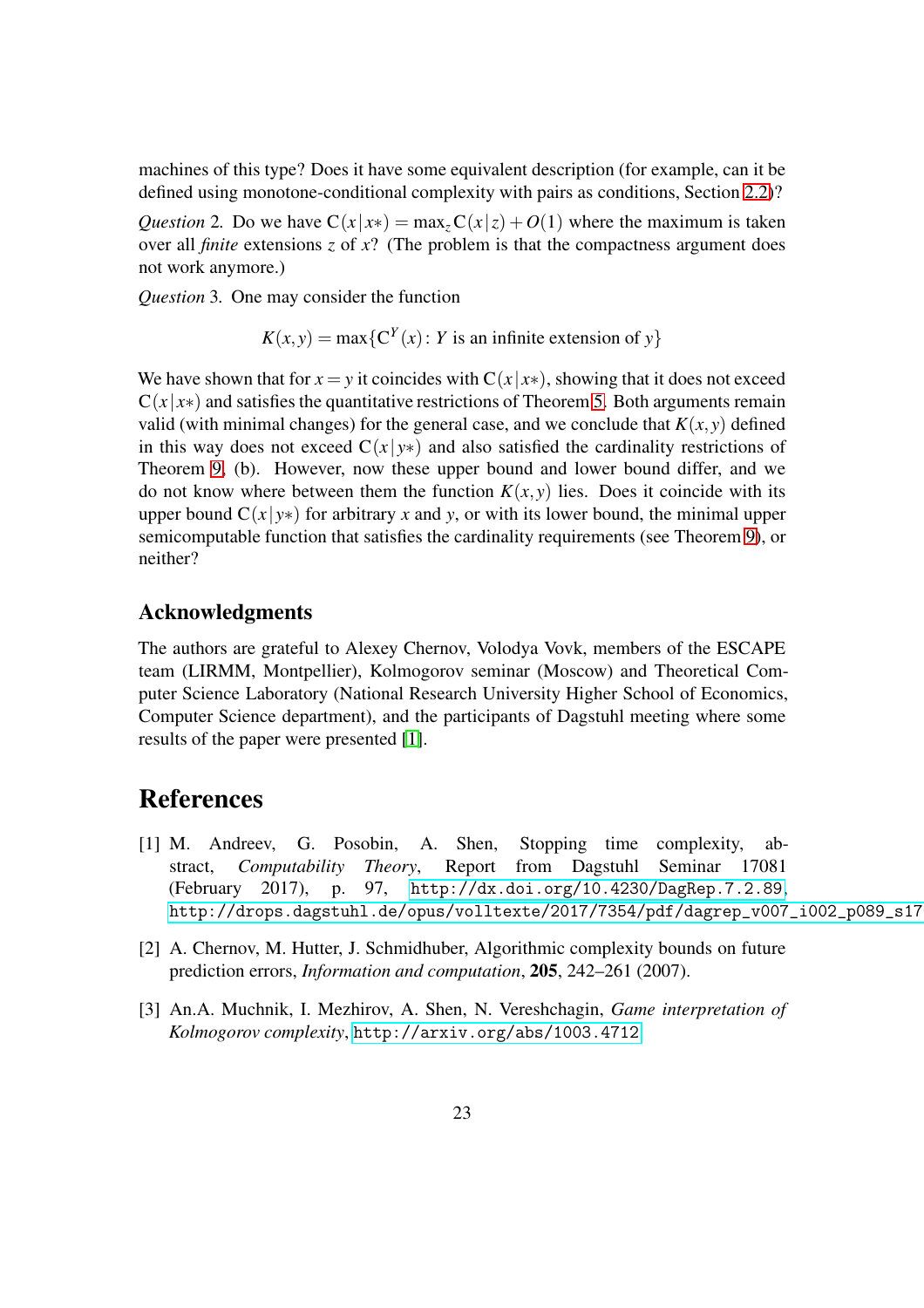machines of this type? Does it have some equivalent description (for example, can it be defined using monotone-conditional complexity with pairs as conditions, Section 2.2)?

*Question* 2. Do we have $\mathrm{C}(x\,|\,x*) = \max_z \mathrm{C}(x\,|\,z) + O(1)$ where the maximum is taken over all *finite* extensions $z$ of $x$? (The problem is that the compactness argument does not work anymore.)

*Question* 3. One may consider the function

$$K(x,y) = \max\{\mathrm{C}^Y(x)\colon Y \text{ is an infinite extension of } y\}$$

We have shown that for $x = y$ it coincides with $\mathrm{C}(x\,|\,x*)$, showing that it does not exceed $\mathrm{C}(x\,|\,x*)$ and satisfies the quantitative restrictions of Theorem 5. Both arguments remain valid (with minimal changes) for the general case, and we conclude that $K(x,y)$ defined in this way does not exceed $\mathrm{C}(x\,|\,y*)$ and also satisfied the cardinality restrictions of Theorem 9, (b). However, now these upper bound and lower bound differ, and we do not know where between them the function $K(x,y)$ lies. Does it coincide with its upper bound $\mathrm{C}(x\,|\,y*)$ for arbitrary $x$ and $y$, or with its lower bound, the minimal upper semicomputable function that satisfies the cardinality requirements (see Theorem 9), or neither?

## Acknowledgments

The authors are grateful to Alexey Chernov, Volodya Vovk, members of the ESCAPE team (LIRMM, Montpellier), Kolmogorov seminar (Moscow) and Theoretical Computer Science Laboratory (National Research University Higher School of Economics, Computer Science department), and the participants of Dagstuhl meeting where some results of the paper were presented [1].

# References

[1] M. Andreev, G. Posobin, A. Shen, Stopping time complexity, abstract, *Computability Theory*, Report from Dagstuhl Seminar 17081 (February 2017), p. 97, `http://dx.doi.org/10.4230/DagRep.7.2.89`, `http://drops.dagstuhl.de/opus/volltexte/2017/7354/pdf/dagrep_v007_i002_p089_s17`

[2] A. Chernov, M. Hutter, J. Schmidhuber, Algorithmic complexity bounds on future prediction errors, *Information and computation*, **205**, 242–261 (2007).

[3] An.A. Muchnik, I. Mezhirov, A. Shen, N. Vereshchagin, *Game interpretation of Kolmogorov complexity*, `http://arxiv.org/abs/1003.4712`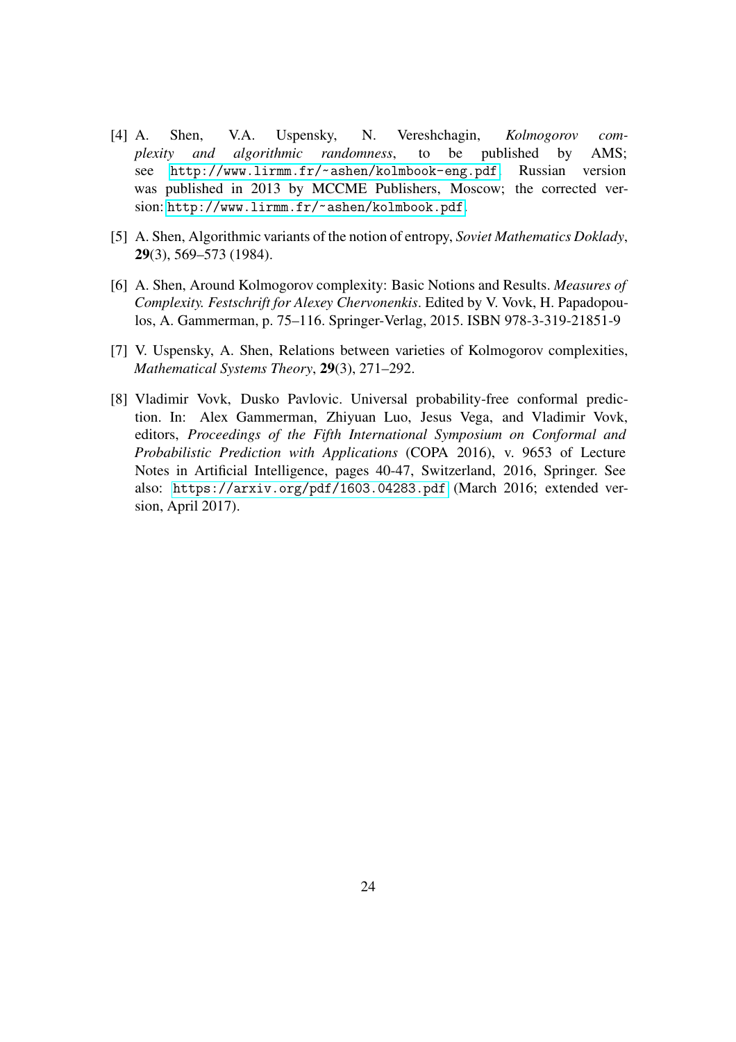[4] A. Shen, V.A. Uspensky, N. Vereshchagin, *Kolmogorov complexity and algorithmic randomness*, to be published by AMS; see http://www.lirmm.fr/~ashen/kolmbook-eng.pdf. Russian version was published in 2013 by MCCME Publishers, Moscow; the corrected version: http://www.lirmm.fr/~ashen/kolmbook.pdf.

[5] A. Shen, Algorithmic variants of the notion of entropy, *Soviet Mathematics Doklady*, **29**(3), 569–573 (1984).

[6] A. Shen, Around Kolmogorov complexity: Basic Notions and Results. *Measures of Complexity. Festschrift for Alexey Chervonenkis*. Edited by V. Vovk, H. Papadopoulos, A. Gammerman, p. 75–116. Springer-Verlag, 2015. ISBN 978-3-319-21851-9

[7] V. Uspensky, A. Shen, Relations between varieties of Kolmogorov complexities, *Mathematical Systems Theory*, **29**(3), 271–292.

[8] Vladimir Vovk, Dusko Pavlovic. Universal probability-free conformal prediction. In: Alex Gammerman, Zhiyuan Luo, Jesus Vega, and Vladimir Vovk, editors, *Proceedings of the Fifth International Symposium on Conformal and Probabilistic Prediction with Applications* (COPA 2016), v. 9653 of Lecture Notes in Artificial Intelligence, pages 40-47, Switzerland, 2016, Springer. See also: https://arxiv.org/pdf/1603.04283.pdf (March 2016; extended version, April 2017).